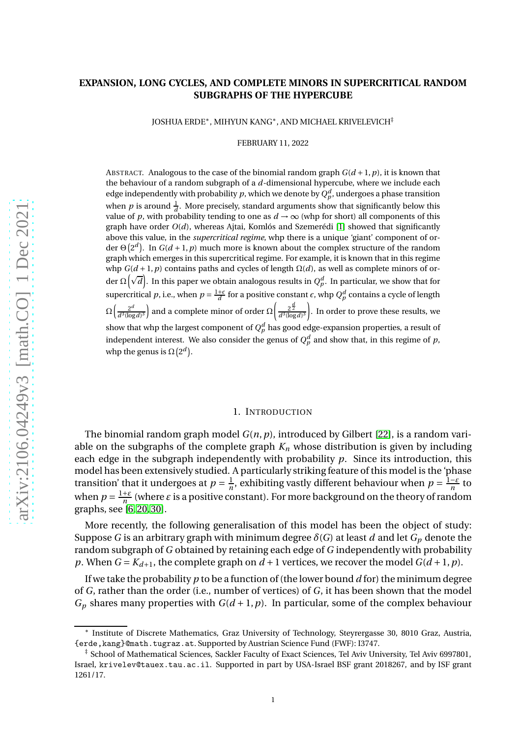# EXPANSION, LONG CYCLES, AND COMPLETE MINORS IN SUPERCRITICAL RANDOM SUBGRAPHS OF THE HYPERCUBE

JOSHUA ERDE*, MIHYUN KANG*, AND MICHAEL KRIVELEVICH‡

FEBRUARY 11, 2022

ABSTRACT. Analogous to the case of the binomial random graph $G(d+1,p)$, it is known that the behaviour of a random subgraph of a $d$-dimensional hypercube, where we include each edge independently with probability $p$, which we denote by $Q^d_p$, undergoes a phase transition when $p$ is around $\frac{1}{d}$. More precisely, standard arguments show that significantly below this value of $p$, with probability tending to one as $d \to \infty$ (whp for short) all components of this graph have order $O(d)$, whereas Ajtai, Komlós and Szemerédi [1] showed that significantly above this value, in the *supercritical regime*, whp there is a unique 'giant' component of order $\Theta\left(2^d\right)$. In $G(d+1,p)$ much more is known about the complex structure of the random graph which emerges in this supercritical regime. For example, it is known that in this regime whp $G(d+1,p)$ contains paths and cycles of length $\Omega(d)$, as well as complete minors of order $\Omega\left(\sqrt{d}\right)$. In this paper we obtain analogous results in $Q^d_p$. In particular, we show that for supercritical $p$, i.e., when $p = \frac{1+\epsilon}{d}$ for a positive constant $\epsilon$, whp $Q^d_p$ contains a cycle of length $\Omega\left(\frac{2^d}{d^3(\log d)^3}\right)$ and a complete minor of order $\Omega\left(\frac{2^{\frac{d}{2}}}{d^3(\log d)^3}\right)$. In order to prove these results, we show that whp the largest component of $Q^d_p$ has good edge-expansion properties, a result of independent interest. We also consider the genus of $Q^d_p$ and show that, in this regime of $p$, whp the genus is $\Omega\left(2^d\right)$.

## 1. INTRODUCTION

The binomial random graph model $G(n,p)$, introduced by Gilbert [22], is a random variable on the subgraphs of the complete graph $K_n$ whose distribution is given by including each edge in the subgraph independently with probability $p$. Since its introduction, this model has been extensively studied. A particularly striking feature of this model is the 'phase transition' that it undergoes at $p = \frac{1}{n}$, exhibiting vastly different behaviour when $p = \frac{1-\varepsilon}{n}$ to when $p = \frac{1+\varepsilon}{n}$ (where $\varepsilon$ is a positive constant). For more background on the theory of random graphs, see [6, 20, 30].

More recently, the following generalisation of this model has been the object of study: Suppose $G$ is an arbitrary graph with minimum degree $\delta(G)$ at least $d$ and let $G_p$ denote the random subgraph of $G$ obtained by retaining each edge of $G$ independently with probability $p$. When $G = K_{d+1}$, the complete graph on $d+1$ vertices, we recover the model $G(d+1,p)$.

If we take the probability $p$ to be a function of (the lower bound $d$ for) the minimum degree of $G$, rather than the order (i.e., number of vertices) of $G$, it has been shown that the model $G_p$ shares many properties with $G(d+1,p)$. In particular, some of the complex behaviour

---

* Institute of Discrete Mathematics, Graz University of Technology, Steyrergasse 30, 8010 Graz, Austria, {erde,kang}@math.tugraz.at. Supported by Austrian Science Fund (FWF): I3747.

‡ School of Mathematical Sciences, Sackler Faculty of Exact Sciences, Tel Aviv University, Tel Aviv 6997801, Israel, krivelev@tauex.tau.ac.il. Supported in part by USA-Israel BSF grant 2018267, and by ISF grant 1261/17.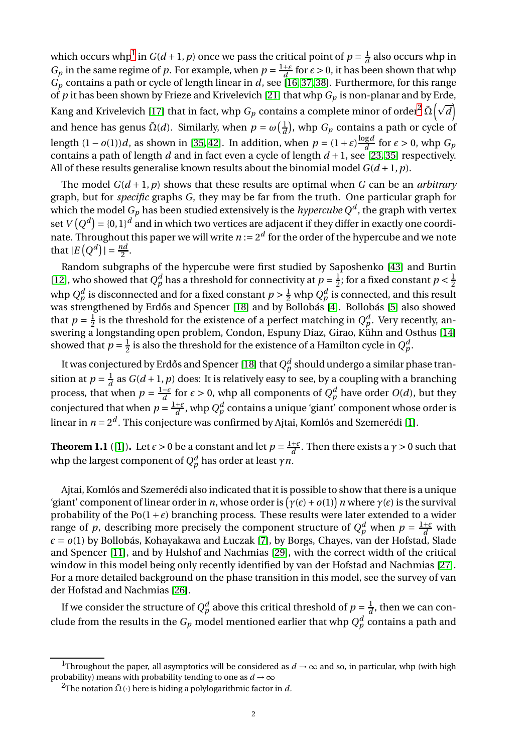which occurs whp[1] in $G(d+1,p)$ once we pass the critical point of $p = \frac{1}{d}$ also occurs whp in $G_p$ in the same regime of $p$. For example, when $p = \frac{1+\epsilon}{d}$ for $\epsilon > 0$, it has been shown that whp $G_p$ contains a path or cycle of length linear in $d$, see [16, 37, 38]. Furthermore, for this range of $p$ it has been shown by Frieze and Krivelevich [21] that whp $G_p$ is non-planar and by Erde, Kang and Krivelevich [17] that in fact, whp $G_p$ contains a complete minor of order[2] $\tilde{\Omega}\left(\sqrt{d}\right)$ and hence has genus $\tilde{\Omega}(d)$. Similarly, when $p = \omega\left(\frac{1}{d}\right)$, whp $G_p$ contains a path or cycle of length $(1-o(1))d$, as shown in [35, 42]. In addition, when $p = (1+\varepsilon)\frac{\log d}{d}$ for $\epsilon > 0$, whp $G_p$ contains a path of length $d$ and in fact even a cycle of length $d+1$, see [23, 35] respectively. All of these results generalise known results about the binomial model $G(d+1,p)$.

The model $G(d+1,p)$ shows that these results are optimal when $G$ can be an *arbitrary* graph, but for *specific* graphs $G$, they may be far from the truth. One particular graph for which the model $G_p$ has been studied extensively is the *hypercube* $Q^d$, the graph with vertex set $V\left(Q^d\right) = \{0,1\}^d$ and in which two vertices are adjacent if they differ in exactly one coordinate. Throughout this paper we will write $n := 2^d$ for the order of the hypercube and we note that $|E\left(Q^d\right)| = \frac{nd}{2}$.

Random subgraphs of the hypercube were first studied by Saposhenko [43] and Burtin [12], who showed that $Q^d_p$ has a threshold for connectivity at $p = \frac{1}{2}$; for a fixed constant $p < \frac{1}{2}$ whp $Q^d_p$ is disconnected and for a fixed constant $p > \frac{1}{2}$ whp $Q^d_p$ is connected, and this result was strengthened by Erdős and Spencer [18] and by Bollobás [4]. Bollobás [5] also showed that $p = \frac{1}{2}$ is the threshold for the existence of a perfect matching in $Q^d_p$. Very recently, answering a longstanding open problem, Condon, Espuny Díaz, Girao, Kühn and Osthus [14] showed that $p = \frac{1}{2}$ is also the threshold for the existence of a Hamilton cycle in $Q^d_p$.

It was conjectured by Erdős and Spencer [18] that $Q^d_p$ should undergo a similar phase transition at $p = \frac{1}{d}$ as $G(d+1,p)$ does: It is relatively easy to see, by a coupling with a branching process, that when $p = \frac{1-\epsilon}{d}$ for $\epsilon > 0$, whp all components of $Q^d_p$ have order $O(d)$, but they conjectured that when $p = \frac{1+\epsilon}{d}$, whp $Q^d_p$ contains a unique 'giant' component whose order is linear in $n = 2^d$. This conjecture was confirmed by Ajtai, Komlós and Szemerédi [1].

**Theorem 1.1** ([1])**.** Let $\epsilon > 0$ be a constant and let $p = \frac{1+\epsilon}{d}$. Then there exists a $\gamma > 0$ such that whp the largest component of $Q^d_p$ has order at least $\gamma n$.

Ajtai, Komlós and Szemerédi also indicated that it is possible to show that there is a unique 'giant' component of linear order in $n$, whose order is $\left(\gamma(\epsilon) + o(1)\right) n$ where $\gamma(\epsilon)$ is the survival probability of the $\text{Po}(1+\epsilon)$ branching process. These results were later extended to a wider range of $p$, describing more precisely the component structure of $Q^d_p$ when $p = \frac{1+\epsilon}{d}$ with $\epsilon = o(1)$ by Bollobás, Kohayakawa and Łuczak [7], by Borgs, Chayes, van der Hofstad, Slade and Spencer [11], and by Hulshof and Nachmias [29], with the correct width of the critical window in this model being only recently identified by van der Hofstad and Nachmias [27]. For a more detailed background on the phase transition in this model, see the survey of van der Hofstad and Nachmias [26].

If we consider the structure of $Q^d_p$ above this critical threshold of $p = \frac{1}{d}$, then we can conclude from the results in the $G_p$ model mentioned earlier that whp $Q^d_p$ contains a path and

[1] Throughout the paper, all asymptotics will be considered as $d \to \infty$ and so, in particular, whp (with high probability) means with probability tending to one as $d \to \infty$

[2] The notation $\tilde{\Omega}(\cdot)$ here is hiding a polylogarithmic factor in $d$.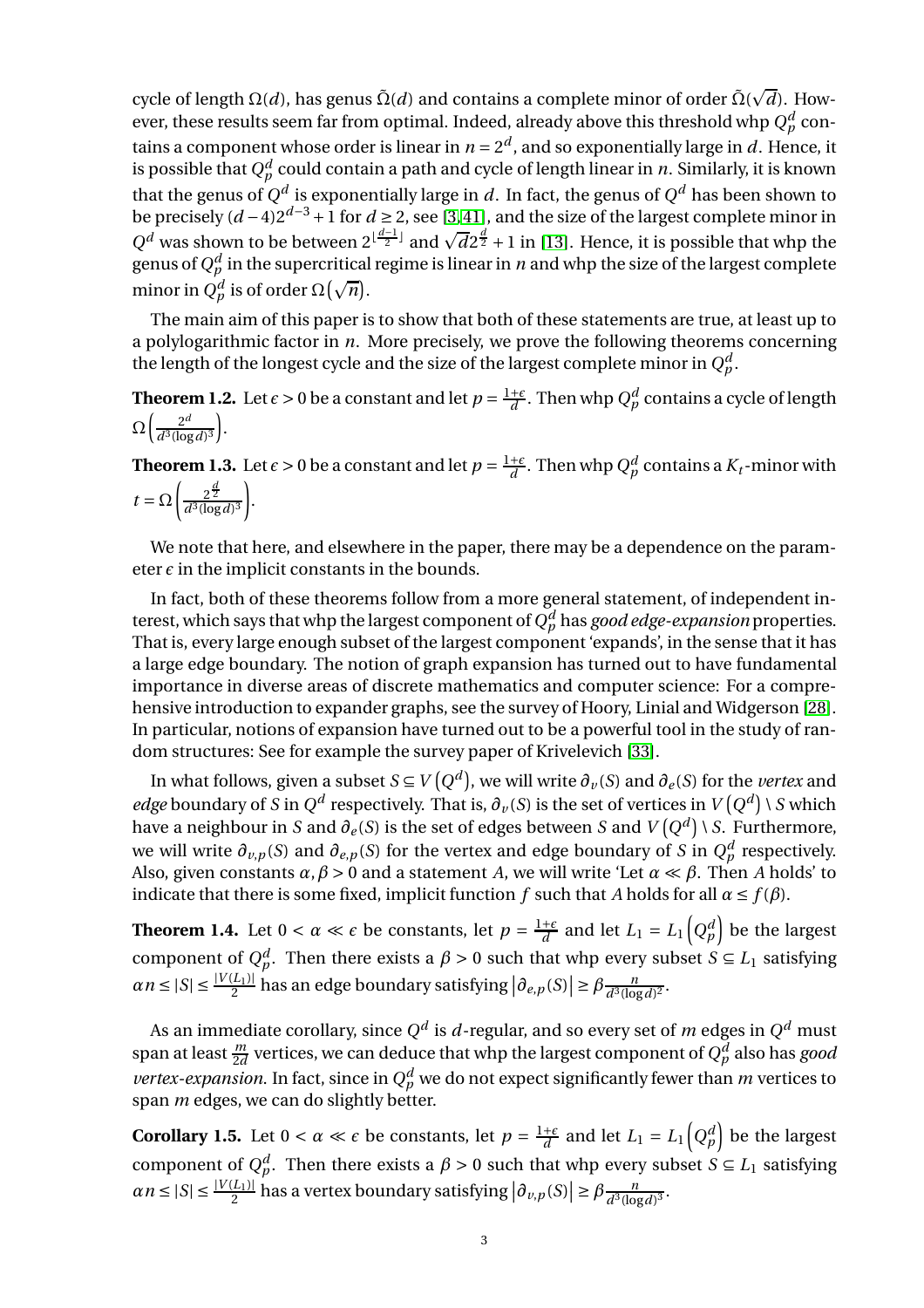cycle of length $\Omega(d)$, has genus $\tilde{\Omega}(d)$ and contains a complete minor of order $\tilde{\Omega}(\sqrt{d})$. However, these results seem far from optimal. Indeed, already above this threshold whp $Q_p^d$ contains a component whose order is linear in $n = 2^d$, and so exponentially large in $d$. Hence, it is possible that $Q_p^d$ could contain a path and cycle of length linear in $n$. Similarly, it is known that the genus of $Q^d$ is exponentially large in $d$. In fact, the genus of $Q^d$ has been shown to be precisely $(d-4)2^{d-3}+1$ for $d \geq 2$, see [3, 41], and the size of the largest complete minor in $Q^d$ was shown to be between $2^{\lfloor \frac{d-1}{2} \rfloor}$ and $\sqrt{d}2^{\frac{d}{2}}+1$ in [13]. Hence, it is possible that whp the genus of $Q_p^d$ in the supercritical regime is linear in $n$ and whp the size of the largest complete minor in $Q_p^d$ is of order $\Omega\left(\sqrt{n}\right)$.

The main aim of this paper is to show that both of these statements are true, at least up to a polylogarithmic factor in $n$. More precisely, we prove the following theorems concerning the length of the longest cycle and the size of the largest complete minor in $Q_p^d$.

**Theorem 1.2.** Let $\epsilon > 0$ be a constant and let $p = \frac{1+\epsilon}{d}$. Then whp $Q_p^d$ contains a cycle of length $\Omega\left(\frac{2^d}{d^3(\log d)^3}\right)$.

**Theorem 1.3.** Let $\epsilon > 0$ be a constant and let $p = \frac{1+\epsilon}{d}$. Then whp $Q_p^d$ contains a $K_t$-minor with $t = \Omega\left(\frac{2^{\frac{d}{2}}}{d^3(\log d)^3}\right)$.

We note that here, and elsewhere in the paper, there may be a dependence on the parameter $\epsilon$ in the implicit constants in the bounds.

In fact, both of these theorems follow from a more general statement, of independent interest, which says that whp the largest component of $Q_p^d$ has *good edge-expansion* properties. That is, every large enough subset of the largest component 'expands', in the sense that it has a large edge boundary. The notion of graph expansion has turned out to have fundamental importance in diverse areas of discrete mathematics and computer science: For a comprehensive introduction to expander graphs, see the survey of Hoory, Linial and Widgerson [28]. In particular, notions of expansion have turned out to be a powerful tool in the study of random structures: See for example the survey paper of Krivelevich [33].

In what follows, given a subset $S \subseteq V\left(Q^d\right)$, we will write $\partial_v(S)$ and $\partial_e(S)$ for the *vertex* and *edge* boundary of $S$ in $Q^d$ respectively. That is, $\partial_v(S)$ is the set of vertices in $V\left(Q^d\right) \setminus S$ which have a neighbour in $S$ and $\partial_e(S)$ is the set of edges between $S$ and $V\left(Q^d\right) \setminus S$. Furthermore, we will write $\partial_{v,p}(S)$ and $\partial_{e,p}(S)$ for the vertex and edge boundary of $S$ in $Q_p^d$ respectively. Also, given constants $\alpha, \beta > 0$ and a statement $A$, we will write 'Let $\alpha \ll \beta$. Then $A$ holds' to indicate that there is some fixed, implicit function $f$ such that $A$ holds for all $\alpha \leq f(\beta)$.

**Theorem 1.4.** Let $0 < \alpha \ll \epsilon$ be constants, let $p = \frac{1+\epsilon}{d}$ and let $L_1 = L_1\left(Q_p^d\right)$ be the largest component of $Q_p^d$. Then there exists a $\beta > 0$ such that whp every subset $S \subseteq L_1$ satisfying $\alpha n \leq |S| \leq \frac{|V(L_1)|}{2}$ has an edge boundary satisfying $\left|\partial_{e,p}(S)\right| \geq \beta \frac{n}{d^3(\log d)^2}$.

As an immediate corollary, since $Q^d$ is $d$-regular, and so every set of $m$ edges in $Q^d$ must span at least $\frac{m}{2d}$ vertices, we can deduce that whp the largest component of $Q_p^d$ also has *good vertex-expansion*. In fact, since in $Q_p^d$ we do not expect significantly fewer than $m$ vertices to span $m$ edges, we can do slightly better.

**Corollary 1.5.** Let $0 < \alpha \ll \epsilon$ be constants, let $p = \frac{1+\epsilon}{d}$ and let $L_1 = L_1\left(Q_p^d\right)$ be the largest component of $Q_p^d$. Then there exists a $\beta > 0$ such that whp every subset $S \subseteq L_1$ satisfying $\alpha n \leq |S| \leq \frac{|V(L_1)|}{2}$ has a vertex boundary satisfying $\left|\partial_{v,p}(S)\right| \geq \beta \frac{n}{d^3(\log d)^3}$.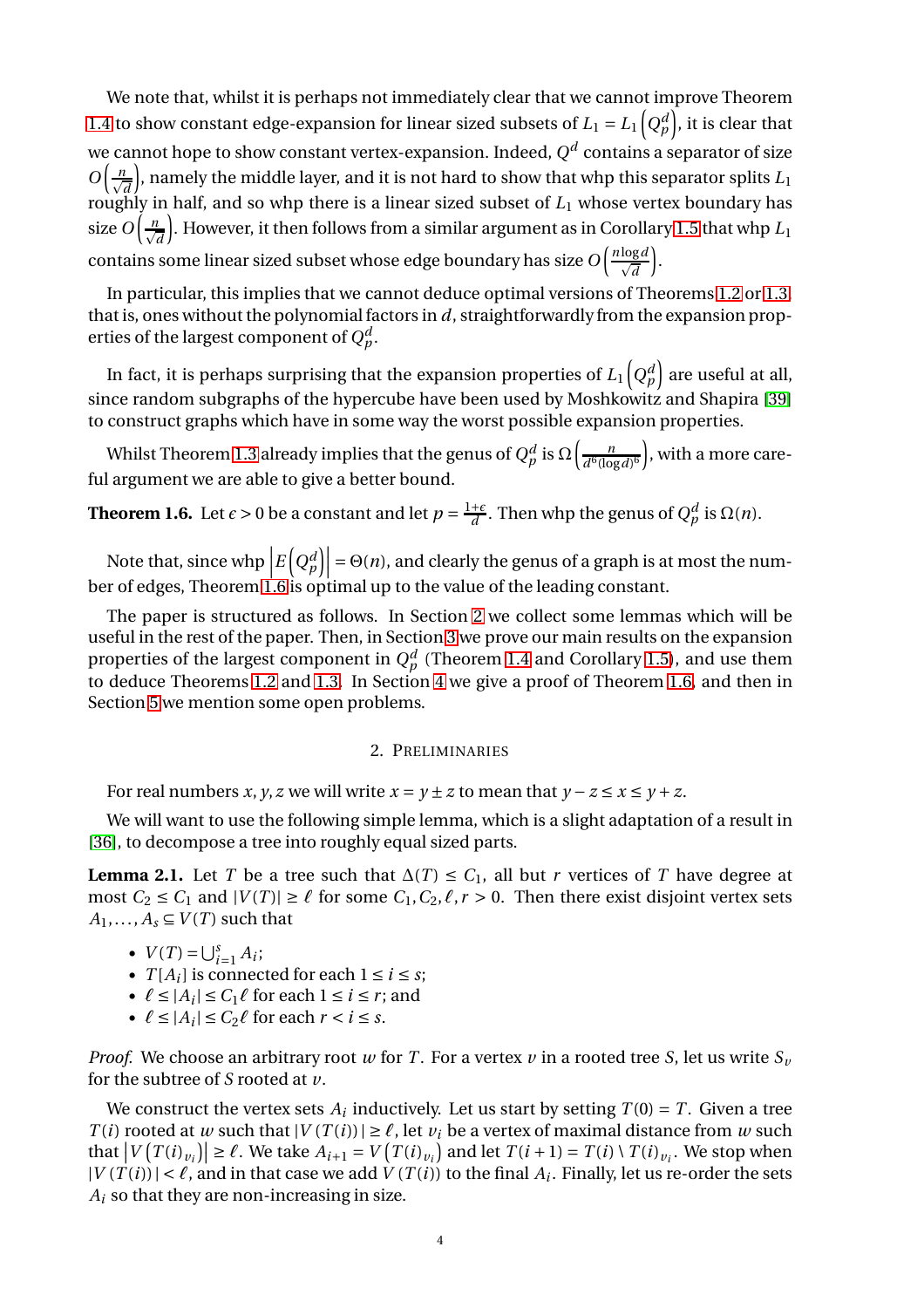We note that, whilst it is perhaps not immediately clear that we cannot improve Theorem 1.4 to show constant edge-expansion for linear sized subsets of $L_1 = L_1\left(Q_p^d\right)$, it is clear that we cannot hope to show constant vertex-expansion. Indeed, $Q^d$ contains a separator of size $O\left(\frac{n}{\sqrt{d}}\right)$, namely the middle layer, and it is not hard to show that whp this separator splits $L_1$ roughly in half, and so whp there is a linear sized subset of $L_1$ whose vertex boundary has size $O\left(\frac{n}{\sqrt{d}}\right)$. However, it then follows from a similar argument as in Corollary 1.5 that whp $L_1$ contains some linear sized subset whose edge boundary has size $O\left(\frac{n\log d}{\sqrt{d}}\right)$.

In particular, this implies that we cannot deduce optimal versions of Theorems 1.2 or 1.3, that is, ones without the polynomial factors in $d$, straightforwardly from the expansion properties of the largest component of $Q_p^d$.

In fact, it is perhaps surprising that the expansion properties of $L_1\left(Q_p^d\right)$ are useful at all, since random subgraphs of the hypercube have been used by Moshkowitz and Shapira [39] to construct graphs which have in some way the worst possible expansion properties.

Whilst Theorem 1.3 already implies that the genus of $Q_p^d$ is $\Omega\left(\frac{n}{d^6(\log d)^6}\right)$, with a more careful argument we are able to give a better bound.

**Theorem 1.6.** Let $\epsilon > 0$ be a constant and let $p = \frac{1+\epsilon}{d}$. Then whp the genus of $Q_p^d$ is $\Omega(n)$.

Note that, since whp $\left|E\left(Q_p^d\right)\right| = \Theta(n)$, and clearly the genus of a graph is at most the number of edges, Theorem 1.6 is optimal up to the value of the leading constant.

The paper is structured as follows. In Section 2 we collect some lemmas which will be useful in the rest of the paper. Then, in Section 3 we prove our main results on the expansion properties of the largest component in $Q_p^d$ (Theorem 1.4 and Corollary 1.5), and use them to deduce Theorems 1.2 and 1.3. In Section 4 we give a proof of Theorem 1.6, and then in Section 5 we mention some open problems.

## 2. Preliminaries

For real numbers $x, y, z$ we will write $x = y \pm z$ to mean that $y - z \le x \le y + z$.

We will want to use the following simple lemma, which is a slight adaptation of a result in [36], to decompose a tree into roughly equal sized parts.

**Lemma 2.1.** Let $T$ be a tree such that $\Delta(T) \le C_1$, all but $r$ vertices of $T$ have degree at most $C_2 \le C_1$ and $|V(T)| \ge \ell$ for some $C_1, C_2, \ell, r > 0$. Then there exist disjoint vertex sets $A_1, \ldots, A_s \subseteq V(T)$ such that

- $V(T) = \bigcup_{i=1}^s A_i$;
- $T[A_i]$ is connected for each $1 \le i \le s$;
- $\ell \le |A_i| \le C_1\ell$ for each $1 \le i \le r$; and
- $\ell \le |A_i| \le C_2\ell$ for each $r < i \le s$.

*Proof.* We choose an arbitrary root $w$ for $T$. For a vertex $v$ in a rooted tree $S$, let us write $S_v$ for the subtree of $S$ rooted at $v$.

We construct the vertex sets $A_i$ inductively. Let us start by setting $T(0) = T$. Given a tree $T(i)$ rooted at $w$ such that $|V(T(i))| \ge \ell$, let $v_i$ be a vertex of maximal distance from $w$ such that $\left|V\left(T(i)_{v_i}\right)\right| \ge \ell$. We take $A_{i+1} = V\left(T(i)_{v_i}\right)$ and let $T(i+1) = T(i) \setminus T(i)_{v_i}$. We stop when $|V(T(i))| < \ell$, and in that case we add $V(T(i))$ to the final $A_i$. Finally, let us re-order the sets $A_i$ so that they are non-increasing in size.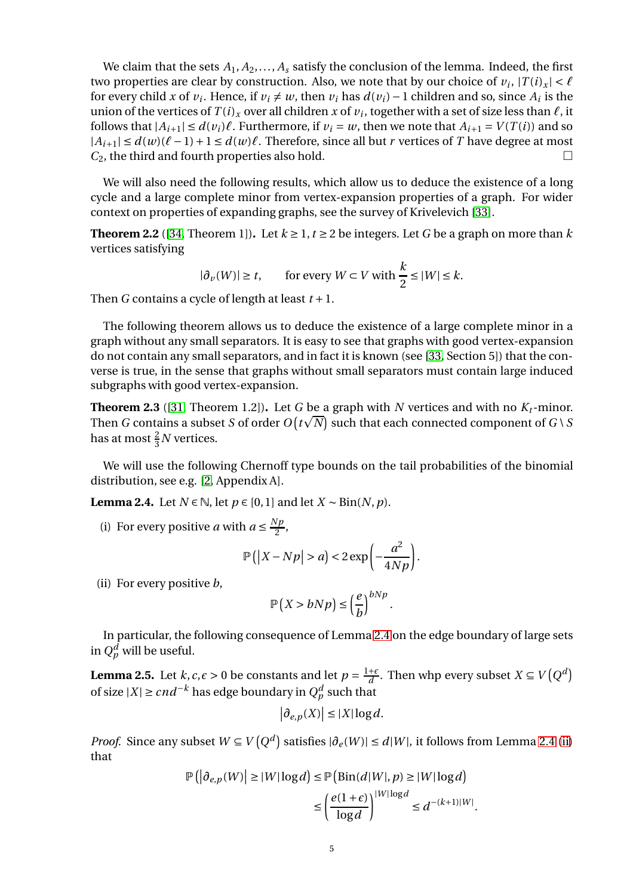We claim that the sets $A_1, A_2, \ldots, A_s$ satisfy the conclusion of the lemma. Indeed, the first two properties are clear by construction. Also, we note that by our choice of $v_i$, $|T(i)_x| < \ell$ for every child $x$ of $v_i$. Hence, if $v_i \neq w$, then $v_i$ has $d(v_i) - 1$ children and so, since $A_i$ is the union of the vertices of $T(i)_x$ over all children $x$ of $v_i$, together with a set of size less than $\ell$, it follows that $|A_{i+1}| \leq d(v_i)\ell$. Furthermore, if $v_i = w$, then we note that $A_{i+1} = V(T(i))$ and so $|A_{i+1}| \leq d(w)(\ell - 1) + 1 \leq d(w)\ell$. Therefore, since all but $r$ vertices of $T$ have degree at most $C_2$, the third and fourth properties also hold. □

We will also need the following results, which allow us to deduce the existence of a long cycle and a large complete minor from vertex-expansion properties of a graph. For wider context on properties of expanding graphs, see the survey of Krivelevich [33].

**Theorem 2.2** ([34, Theorem 1])**.** Let $k \geq 1$, $t \geq 2$ be integers. Let $G$ be a graph on more than $k$ vertices satisfying

$$|\partial_v(W)| \geq t, \qquad \text{for every } W \subset V \text{ with } \frac{k}{2} \leq |W| \leq k.$$

Then $G$ contains a cycle of length at least $t+1$.

The following theorem allows us to deduce the existence of a large complete minor in a graph without any small separators. It is easy to see that graphs with good vertex-expansion do not contain any small separators, and in fact it is known (see [33, Section 5]) that the converse is true, in the sense that graphs without small separators must contain large induced subgraphs with good vertex-expansion.

**Theorem 2.3** ([31, Theorem 1.2])**.** Let $G$ be a graph with $N$ vertices and with no $K_t$-minor. Then $G$ contains a subset $S$ of order $O\left(t\sqrt{N}\right)$ such that each connected component of $G \setminus S$ has at most $\frac{2}{3}N$ vertices.

We will use the following Chernoff type bounds on the tail probabilities of the binomial distribution, see e.g. [2, Appendix A].

**Lemma 2.4.** Let $N \in \mathbb{N}$, let $p \in [0,1]$ and let $X \sim \text{Bin}(N, p)$.

(i) For every positive $a$ with $a \leq \frac{Np}{2}$,

$$\mathbb{P}\left(\left|X - Np\right| > a\right) < 2\exp\left(-\frac{a^2}{4Np}\right).$$

(ii) For every positive $b$,

$$\mathbb{P}\left(X > bNp\right) \leq \left(\frac{e}{b}\right)^{bNp}.$$

In particular, the following consequence of Lemma 2.4 on the edge boundary of large sets in $Q^d_p$ will be useful.

**Lemma 2.5.** Let $k, c, \epsilon > 0$ be constants and let $p = \frac{1+\epsilon}{d}$. Then whp every subset $X \subseteq V\left(Q^d\right)$ of size $|X| \geq cnd^{-k}$ has edge boundary in $Q^d_p$ such that

$$\left|\partial_{e,p}(X)\right| \leq |X| \log d.$$

*Proof.* Since any subset $W \subseteq V\left(Q^d\right)$ satisfies $|\partial_e(W)| \leq d|W|$, it follows from Lemma 2.4 (ii) that

$$\begin{aligned}
\mathbb{P}\left(\left|\partial_{e,p}(W)\right| \geq |W|\log d\right) &\leq \mathbb{P}\left(\text{Bin}(d|W|, p) \geq |W|\log d\right) \\
&\leq \left(\frac{e(1+\epsilon)}{\log d}\right)^{|W|\log d} \leq d^{-(k+1)|W|}.
\end{aligned}$$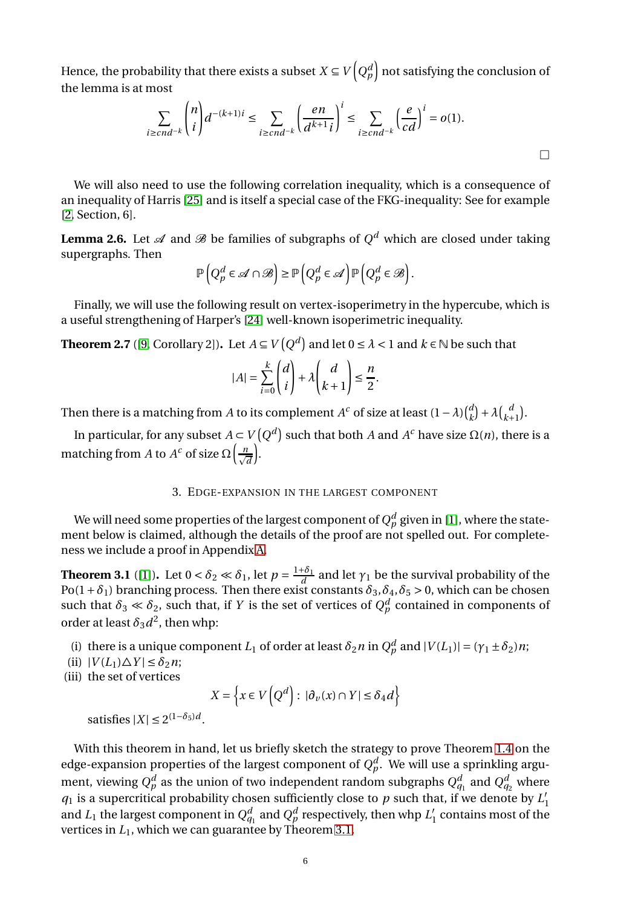Hence, the probability that there exists a subset $X \subseteq V\left(Q_p^d\right)$ not satisfying the conclusion of the lemma is at most

$$\sum_{i \geq cnd^{-k}} \binom{n}{i} d^{-(k+1)i} \leq \sum_{i \geq cnd^{-k}} \left(\frac{en}{d^{k+1}i}\right)^i \leq \sum_{i \geq cnd^{-k}} \left(\frac{e}{cd}\right)^i = o(1).$$

□

We will also need to use the following correlation inequality, which is a consequence of an inequality of Harris [25] and is itself a special case of the FKG-inequality: See for example [2, Section, 6].

**Lemma 2.6.** Let $\mathscr{A}$ and $\mathscr{B}$ be families of subgraphs of $Q^d$ which are closed under taking supergraphs. Then

$$\mathbb{P}\left(Q_p^d \in \mathscr{A} \cap \mathscr{B}\right) \geq \mathbb{P}\left(Q_p^d \in \mathscr{A}\right) \mathbb{P}\left(Q_p^d \in \mathscr{B}\right).$$

Finally, we will use the following result on vertex-isoperimetry in the hypercube, which is a useful strengthening of Harper's [24] well-known isoperimetric inequality.

**Theorem 2.7** ([9, Corollary 2])**.** Let $A \subseteq V\left(Q^d\right)$ and let $0 \leq \lambda < 1$ and $k \in \mathbb{N}$ be such that

$$|A| = \sum_{i=0}^{k} \binom{d}{i} + \lambda \binom{d}{k+1} \leq \frac{n}{2}.$$

Then there is a matching from $A$ to its complement $A^c$ of size at least $(1-\lambda)\binom{d}{k} + \lambda\binom{d}{k+1}$.

In particular, for any subset $A \subset V\left(Q^d\right)$ such that both $A$ and $A^c$ have size $\Omega(n)$, there is a matching from $A$ to $A^c$ of size $\Omega\left(\frac{n}{\sqrt{d}}\right)$.

## 3. Edge-expansion in the largest component

We will need some properties of the largest component of $Q_p^d$ given in [1], where the statement below is claimed, although the details of the proof are not spelled out. For completeness we include a proof in Appendix A.

**Theorem 3.1** ([1])**.** Let $0 < \delta_2 \ll \delta_1$, let $p = \frac{1+\delta_1}{d}$ and let $\gamma_1$ be the survival probability of the Po$(1+\delta_1)$ branching process. Then there exist constants $\delta_3, \delta_4, \delta_5 > 0$, which can be chosen such that $\delta_3 \ll \delta_2$, such that, if $Y$ is the set of vertices of $Q_p^d$ contained in components of order at least $\delta_3 d^2$, then whp:

(i) there is a unique component $L_1$ of order at least $\delta_2 n$ in $Q_p^d$ and $|V(L_1)| = (\gamma_1 \pm \delta_2)n$;
(ii) $|V(L_1) \triangle Y| \leq \delta_2 n$;
(iii) the set of vertices

$$X = \left\{x \in V\left(Q^d\right) : |\partial_v(x) \cap Y| \leq \delta_4 d\right\}$$

satisfies $|X| \leq 2^{(1-\delta_5)d}$.

With this theorem in hand, let us briefly sketch the strategy to prove Theorem 1.4 on the edge-expansion properties of the largest component of $Q_p^d$. We will use a sprinkling argument, viewing $Q_p^d$ as the union of two independent random subgraphs $Q_{q_1}^d$ and $Q_{q_2}^d$ where $q_1$ is a supercritical probability chosen sufficiently close to $p$ such that, if we denote by $L_1'$ and $L_1$ the largest component in $Q_{q_1}^d$ and $Q_p^d$ respectively, then whp $L_1'$ contains most of the vertices in $L_1$, which we can guarantee by Theorem 3.1.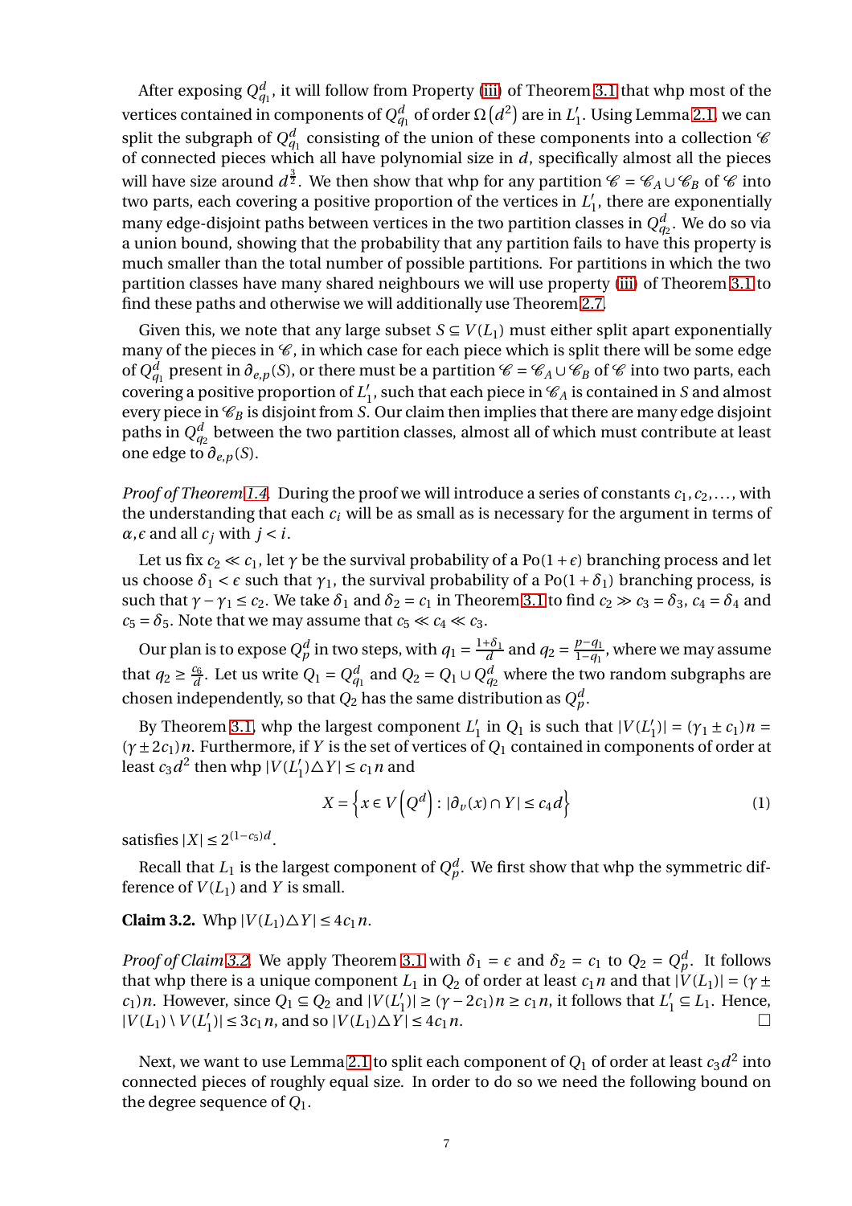After exposing $Q^d_{q_1}$, it will follow from Property (iii) of Theorem 3.1 that whp most of the vertices contained in components of $Q^d_{q_1}$ of order $\Omega\left(d^2\right)$ are in $L_1'$. Using Lemma 2.1, we can split the subgraph of $Q^d_{q_1}$ consisting of the union of these components into a collection $\mathscr{C}$ of connected pieces which all have polynomial size in $d$, specifically almost all the pieces will have size around $d^{\frac{3}{2}}$. We then show that whp for any partition $\mathscr{C} = \mathscr{C}_A \cup \mathscr{C}_B$ of $\mathscr{C}$ into two parts, each covering a positive proportion of the vertices in $L_1'$, there are exponentially many edge-disjoint paths between vertices in the two partition classes in $Q^d_{q_2}$. We do so via a union bound, showing that the probability that any partition fails to have this property is much smaller than the total number of possible partitions. For partitions in which the two partition classes have many shared neighbours we will use property (iii) of Theorem 3.1 to find these paths and otherwise we will additionally use Theorem 2.7.

Given this, we note that any large subset $S \subseteq V(L_1)$ must either split apart exponentially many of the pieces in $\mathscr{C}$, in which case for each piece which is split there will be some edge of $Q^d_{q_1}$ present in $\partial_{e,p}(S)$, or there must be a partition $\mathscr{C} = \mathscr{C}_A \cup \mathscr{C}_B$ of $\mathscr{C}$ into two parts, each covering a positive proportion of $L_1'$, such that each piece in $\mathscr{C}_A$ is contained in $S$ and almost every piece in $\mathscr{C}_B$ is disjoint from $S$. Our claim then implies that there are many edge disjoint paths in $Q^d_{q_2}$ between the two partition classes, almost all of which must contribute at least one edge to $\partial_{e,p}(S)$.

*Proof of Theorem 1.4.* During the proof we will introduce a series of constants $c_1, c_2, \dots$, with the understanding that each $c_i$ will be as small as is necessary for the argument in terms of $\alpha, \epsilon$ and all $c_j$ with $j < i$.

Let us fix $c_2 \ll c_1$, let $\gamma$ be the survival probability of a $\mathrm{Po}(1+\epsilon)$ branching process and let us choose $\delta_1 < \epsilon$ such that $\gamma_1$, the survival probability of a $\mathrm{Po}(1+\delta_1)$ branching process, is such that $\gamma - \gamma_1 \le c_2$. We take $\delta_1$ and $\delta_2 = c_1$ in Theorem 3.1 to find $c_2 \gg c_3 = \delta_3$, $c_4 = \delta_4$ and $c_5 = \delta_5$. Note that we may assume that $c_5 \ll c_4 \ll c_3$.

Our plan is to expose $Q^d_p$ in two steps, with $q_1 = \frac{1+\delta_1}{d}$ and $q_2 = \frac{p-q_1}{1-q_1}$, where we may assume that $q_2 \ge \frac{c_6}{d}$. Let us write $Q_1 = Q^d_{q_1}$ and $Q_2 = Q_1 \cup Q^d_{q_2}$ where the two random subgraphs are chosen independently, so that $Q_2$ has the same distribution as $Q^d_p$.

By Theorem 3.1, whp the largest component $L_1'$ in $Q_1$ is such that $|V(L_1')| = (\gamma_1 \pm c_1)n = (\gamma \pm 2c_1)n$. Furthermore, if $Y$ is the set of vertices of $Q_1$ contained in components of order at least $c_3 d^2$ then whp $|V(L_1') \triangle Y| \le c_1 n$ and

$$X = \left\{ x \in V\left(Q^d\right) : |\partial_v(x) \cap Y| \le c_4 d \right\} \tag{1}$$

satisfies $|X| \le 2^{(1-c_5)d}$.

Recall that $L_1$ is the largest component of $Q^d_p$. We first show that whp the symmetric difference of $V(L_1)$ and $Y$ is small.

**Claim 3.2.** Whp $|V(L_1) \triangle Y| \le 4c_1 n$.

*Proof of Claim 3.2.* We apply Theorem 3.1 with $\delta_1 = \epsilon$ and $\delta_2 = c_1$ to $Q_2 = Q^d_p$. It follows that whp there is a unique component $L_1$ in $Q_2$ of order at least $c_1 n$ and that $|V(L_1)| = (\gamma \pm c_1)n$. However, since $Q_1 \subseteq Q_2$ and $|V(L_1')| \ge (\gamma - 2c_1)n \ge c_1 n$, it follows that $L_1' \subseteq L_1$. Hence, $|V(L_1) \setminus V(L_1')| \le 3c_1 n$, and so $|V(L_1) \triangle Y| \le 4c_1 n$. $\square$

Next, we want to use Lemma 2.1 to split each component of $Q_1$ of order at least $c_3 d^2$ into connected pieces of roughly equal size. In order to do so we need the following bound on the degree sequence of $Q_1$.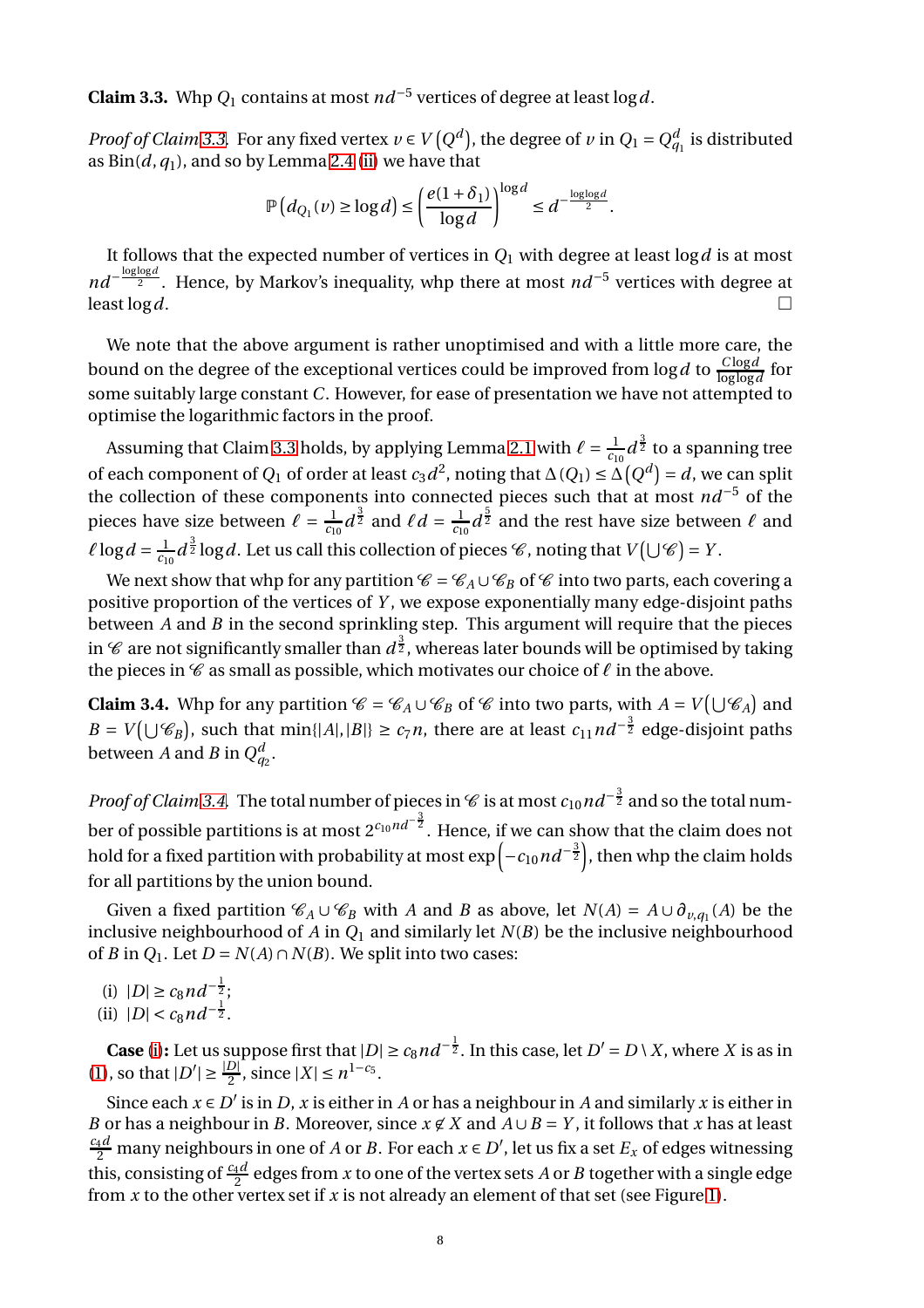**Claim 3.3.** Whp $Q_1$ contains at most $nd^{-5}$ vertices of degree at least $\log d$.

*Proof of Claim 3.3.* For any fixed vertex $v \in V(Q^d)$, the degree of $v$ in $Q_1 = Q^d_{q_1}$ is distributed as $\text{Bin}(d, q_1)$, and so by Lemma 2.4 (ii) we have that

$$\mathbb{P}\left(d_{Q_1}(v) \geq \log d\right) \leq \left(\frac{e(1+\delta_1)}{\log d}\right)^{\log d} \leq d^{-\frac{\log\log d}{2}}.$$

It follows that the expected number of vertices in $Q_1$ with degree at least $\log d$ is at most $nd^{-\frac{\log\log d}{2}}$. Hence, by Markov's inequality, whp there at most $nd^{-5}$ vertices with degree at least $\log d$. □

We note that the above argument is rather unoptimised and with a little more care, the bound on the degree of the exceptional vertices could be improved from $\log d$ to $\frac{C\log d}{\log\log d}$ for some suitably large constant $C$. However, for ease of presentation we have not attempted to optimise the logarithmic factors in the proof.

Assuming that Claim 3.3 holds, by applying Lemma 2.1 with $\ell = \frac{1}{c_{10}} d^{\frac{3}{2}}$ to a spanning tree of each component of $Q_1$ of order at least $c_3 d^2$, noting that $\Delta(Q_1) \leq \Delta(Q^d) = d$, we can split the collection of these components into connected pieces such that at most $nd^{-5}$ of the pieces have size between $\ell = \frac{1}{c_{10}} d^{\frac{3}{2}}$ and $\ell d = \frac{1}{c_{10}} d^{\frac{5}{2}}$ and the rest have size between $\ell$ and $\ell \log d = \frac{1}{c_{10}} d^{\frac{3}{2}} \log d$. Let us call this collection of pieces $\mathscr{C}$, noting that $V(\bigcup \mathscr{C}) = Y$.

We next show that whp for any partition $\mathscr{C} = \mathscr{C}_A \cup \mathscr{C}_B$ of $\mathscr{C}$ into two parts, each covering a positive proportion of the vertices of $Y$, we expose exponentially many edge-disjoint paths between $A$ and $B$ in the second sprinkling step. This argument will require that the pieces in $\mathscr{C}$ are not significantly smaller than $d^{\frac{3}{2}}$, whereas later bounds will be optimised by taking the pieces in $\mathscr{C}$ as small as possible, which motivates our choice of $\ell$ in the above.

**Claim 3.4.** Whp for any partition $\mathscr{C} = \mathscr{C}_A \cup \mathscr{C}_B$ of $\mathscr{C}$ into two parts, with $A = V(\bigcup \mathscr{C}_A)$ and $B = V(\bigcup \mathscr{C}_B)$, such that $\min\{|A|, |B|\} \geq c_7 n$, there are at least $c_{11} nd^{-\frac{3}{2}}$ edge-disjoint paths between $A$ and $B$ in $Q^d_{q_2}$.

*Proof of Claim 3.4.* The total number of pieces in $\mathscr{C}$ is at most $c_{10} nd^{-\frac{3}{2}}$ and so the total number of possible partitions is at most $2^{c_{10} nd^{-\frac{3}{2}}}$. Hence, if we can show that the claim does not hold for a fixed partition with probability at most $\exp\left(-c_{10} nd^{-\frac{3}{2}}\right)$, then whp the claim holds for all partitions by the union bound.

Given a fixed partition $\mathscr{C}_A \cup \mathscr{C}_B$ with $A$ and $B$ as above, let $N(A) = A \cup \partial_{v,q_1}(A)$ be the inclusive neighbourhood of $A$ in $Q_1$ and similarly let $N(B)$ be the inclusive neighbourhood of $B$ in $Q_1$. Let $D = N(A) \cap N(B)$. We split into two cases:

(i) $|D| \geq c_8 nd^{-\frac{1}{2}}$;
(ii) $|D| < c_8 nd^{-\frac{1}{2}}$.

**Case (i):** Let us suppose first that $|D| \geq c_8 nd^{-\frac{1}{2}}$. In this case, let $D' = D \setminus X$, where $X$ is as in (1), so that $|D'| \geq \frac{|D|}{2}$, since $|X| \leq n^{1-c_5}$.

Since each $x \in D'$ is in $D$, $x$ is either in $A$ or has a neighbour in $A$ and similarly $x$ is either in $B$ or has a neighbour in $B$. Moreover, since $x \notin X$ and $A \cup B = Y$, it follows that $x$ has at least $\frac{c_4 d}{2}$ many neighbours in one of $A$ or $B$. For each $x \in D'$, let us fix a set $E_x$ of edges witnessing this, consisting of $\frac{c_4 d}{2}$ edges from $x$ to one of the vertex sets $A$ or $B$ together with a single edge from $x$ to the other vertex set if $x$ is not already an element of that set (see Figure 1).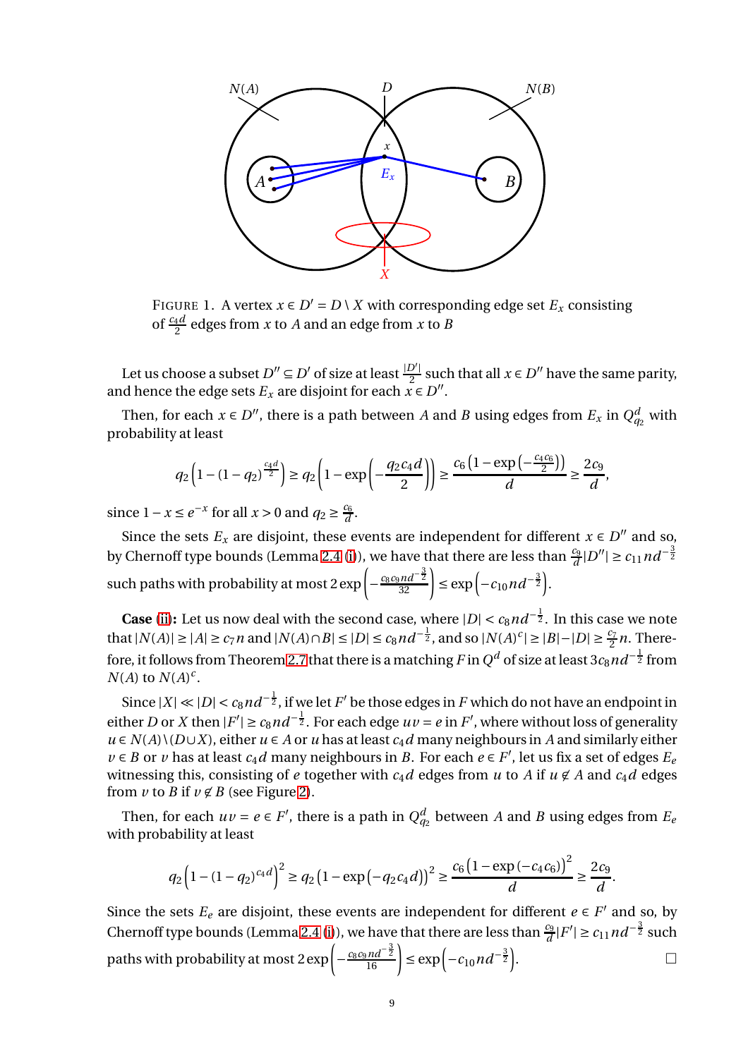FIGURE 1. A vertex $x \in D' = D \setminus X$ with corresponding edge set $E_x$ consisting of $\frac{c_4 d}{2}$ edges from $x$ to $A$ and an edge from $x$ to $B$

Let us choose a subset $D'' \subseteq D'$ of size at least $\frac{|D'|}{2}$ such that all $x \in D''$ have the same parity, and hence the edge sets $E_x$ are disjoint for each $x \in D''$.

Then, for each $x \in D''$, there is a path between $A$ and $B$ using edges from $E_x$ in $Q^d_{q_2}$ with probability at least

$$q_2\left(1-(1-q_2)^{\frac{c_4 d}{2}}\right) \geq q_2\left(1-\exp\left(-\frac{q_2 c_4 d}{2}\right)\right) \geq \frac{c_6\left(1-\exp\left(-\frac{c_4 c_6}{2}\right)\right)}{d} \geq \frac{2c_9}{d},$$

since $1-x \leq e^{-x}$ for all $x > 0$ and $q_2 \geq \frac{c_6}{d}$.

Since the sets $E_x$ are disjoint, these events are independent for different $x \in D''$ and so, by Chernoff type bounds (Lemma 2.4 (i)), we have that there are less than $\frac{c_9}{d}|D''| \geq c_{11} n d^{-\frac{3}{2}}$ such paths with probability at most $2\exp\left(-\frac{c_8 c_9 n d^{-\frac{3}{2}}}{32}\right) \leq \exp\left(-c_{10} n d^{-\frac{3}{2}}\right)$.

**Case (ii):** Let us now deal with the second case, where $|D| < c_8 n d^{-\frac{1}{2}}$. In this case we note that $|N(A)| \geq |A| \geq c_7 n$ and $|N(A) \cap B| \leq |D| \leq c_8 n d^{-\frac{1}{2}}$, and so $|N(A)^c| \geq |B| - |D| \geq \frac{c_7}{2} n$. Therefore, it follows from Theorem 2.7 that there is a matching $F$ in $Q^d$ of size at least $3c_8 n d^{-\frac{1}{2}}$ from $N(A)$ to $N(A)^c$.

Since $|X| \ll |D| < c_8 n d^{-\frac{1}{2}}$, if we let $F'$ be those edges in $F$ which do not have an endpoint in either $D$ or $X$ then $|F'| \geq c_8 n d^{-\frac{1}{2}}$. For each edge $uv = e$ in $F'$, where without loss of generality $u \in N(A) \setminus (D \cup X)$, either $u \in A$ or $u$ has at least $c_4 d$ many neighbours in $A$ and similarly either $v \in B$ or $v$ has at least $c_4 d$ many neighbours in $B$. For each $e \in F'$, let us fix a set of edges $E_e$ witnessing this, consisting of $e$ together with $c_4 d$ edges from $u$ to $A$ if $u \notin A$ and $c_4 d$ edges from $v$ to $B$ if $v \notin B$ (see Figure 2).

Then, for each $uv = e \in F'$, there is a path in $Q^d_{q_2}$ between $A$ and $B$ using edges from $E_e$ with probability at least

$$q_2\left(1-(1-q_2)^{c_4 d}\right)^2 \geq q_2\left(1-\exp\left(-q_2 c_4 d\right)\right)^2 \geq \frac{c_6\left(1-\exp\left(-c_4 c_6\right)\right)^2}{d} \geq \frac{2c_9}{d}.$$

Since the sets $E_e$ are disjoint, these events are independent for different $e \in F'$ and so, by Chernoff type bounds (Lemma 2.4 (i)), we have that there are less than $\frac{c_9}{d}|F'| \geq c_{11} n d^{-\frac{3}{2}}$ such paths with probability at most $2\exp\left(-\frac{c_8 c_9 n d^{-\frac{3}{2}}}{16}\right) \leq \exp\left(-c_{10} n d^{-\frac{3}{2}}\right)$. □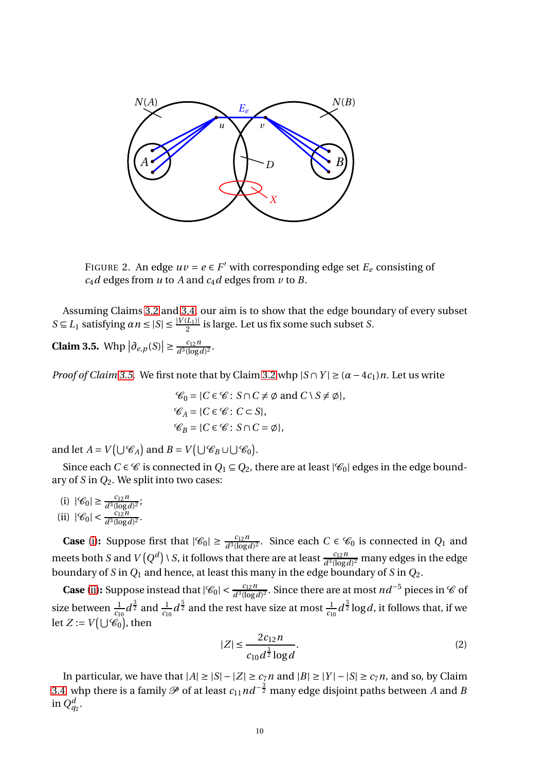FIGURE 2. An edge $uv = e \in F'$ with corresponding edge set $E_e$ consisting of $c_4 d$ edges from $u$ to $A$ and $c_4 d$ edges from $v$ to $B$.

Assuming Claims 3.2 and 3.4, our aim is to show that the edge boundary of every subset $S \subseteq L_1$ satisfying $\alpha n \le |S| \le \frac{|V(L_1)|}{2}$ is large. Let us fix some such subset $S$.

**Claim 3.5.** Whp $\left|\partial_{e,p}(S)\right| \ge \frac{c_{12} n}{d^3 (\log d)^2}$.

*Proof of Claim 3.5.* We first note that by Claim 3.2 whp $|S \cap Y| \ge (\alpha - 4c_1)n$. Let us write

$$\mathscr{C}_0 = \{C \in \mathscr{C} \colon S \cap C \neq \emptyset \text{ and } C \setminus S \neq \emptyset\},$$
$$\mathscr{C}_A = \{C \in \mathscr{C} \colon C \subset S\},$$
$$\mathscr{C}_B = \{C \in \mathscr{C} \colon S \cap C = \emptyset\},$$

and let $A = V\left(\bigcup \mathscr{C}_A\right)$ and $B = V\left(\bigcup \mathscr{C}_B \cup \bigcup \mathscr{C}_0\right)$.

Since each $C \in \mathscr{C}$ is connected in $Q_1 \subseteq Q_2$, there are at least $|\mathscr{C}_0|$ edges in the edge boundary of $S$ in $Q_2$. We split into two cases:

(i) $|\mathscr{C}_0| \ge \frac{c_{12} n}{d^3 (\log d)^2}$;
(ii) $|\mathscr{C}_0| < \frac{c_{12} n}{d^3 (\log d)^2}$.

**Case (i):** Suppose first that $|\mathscr{C}_0| \ge \frac{c_{12} n}{d^3 (\log d)^2}$. Since each $C \in \mathscr{C}_0$ is connected in $Q_1$ and meets both $S$ and $V\left(Q^d\right) \setminus S$, it follows that there are at least $\frac{c_{12} n}{d^3 (\log d)^2}$ many edges in the edge boundary of $S$ in $Q_1$ and hence, at least this many in the edge boundary of $S$ in $Q_2$.

**Case (ii):** Suppose instead that $|\mathscr{C}_0| < \frac{c_{12} n}{d^3 (\log d)^2}$. Since there are at most $nd^{-5}$ pieces in $\mathscr{C}$ of size between $\frac{1}{c_{10}} d^{\frac{3}{2}}$ and $\frac{1}{c_{10}} d^{\frac{5}{2}}$ and the rest have size at most $\frac{1}{c_{10}} d^{\frac{3}{2}} \log d$, it follows that, if we let $Z := V\left(\bigcup \mathscr{C}_0\right)$, then

$$|Z| \le \frac{2c_{12} n}{c_{10} d^{\frac{3}{2}} \log d}. \tag{2}$$

In particular, we have that $|A| \ge |S| - |Z| \ge c_7 n$ and $|B| \ge |Y| - |S| \ge c_7 n$, and so, by Claim 3.4, whp there is a family $\mathscr{P}$ of at least $c_{11} n d^{-\frac{3}{2}}$ many edge disjoint paths between $A$ and $B$ in $Q^d_{q_2}$.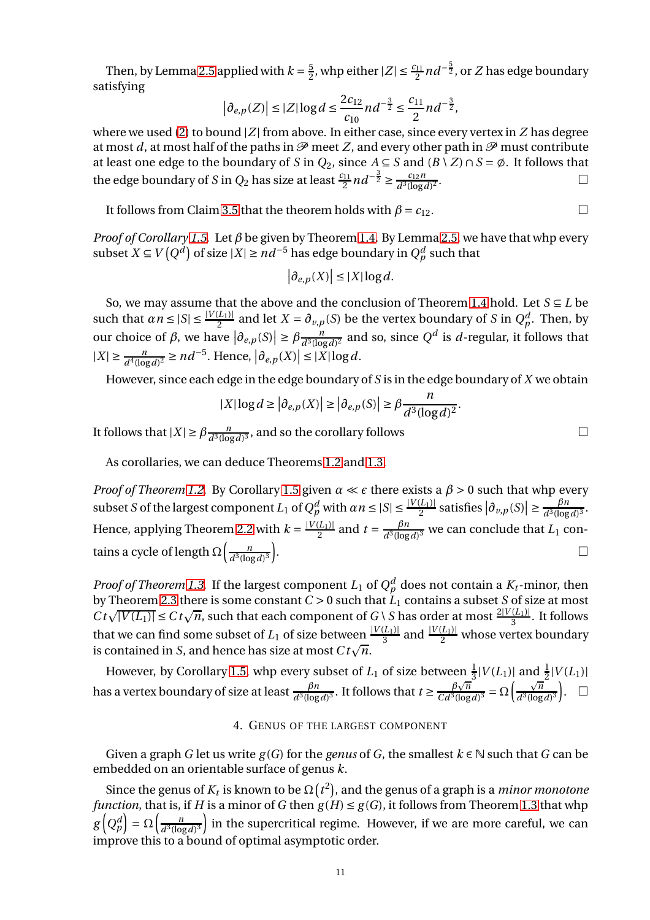Then, by Lemma 2.5 applied with $k = \frac{5}{2}$, whp either $|Z| \leq \frac{c_{11}}{2} nd^{-\frac{5}{2}}$, or $Z$ has edge boundary satisfying

$$\left|\partial_{e,p}(Z)\right| \leq |Z| \log d \leq \frac{2c_{12}}{c_{10}} nd^{-\frac{3}{2}} \leq \frac{c_{11}}{2} nd^{-\frac{3}{2}},$$

where we used (2) to bound $|Z|$ from above. In either case, since every vertex in $Z$ has degree at most $d$, at most half of the paths in $\mathscr{P}$ meet $Z$, and every other path in $\mathscr{P}$ must contribute at least one edge to the boundary of $S$ in $Q_2$, since $A \subseteq S$ and $(B \setminus Z) \cap S = \emptyset$. It follows that the edge boundary of $S$ in $Q_2$ has size at least $\frac{c_{11}}{2} nd^{-\frac{3}{2}} \geq \frac{c_{12} n}{d^3 (\log d)^2}$. $\square$

It follows from Claim 3.5 that the theorem holds with $\beta = c_{12}$. $\square$

*Proof of Corollary 1.5.* Let $\beta$ be given by Theorem 1.4. By Lemma 2.5 we have that whp every subset $X \subseteq V\left(Q^d\right)$ of size $|X| \geq nd^{-5}$ has edge boundary in $Q^d_p$ such that

$$\left|\partial_{e,p}(X)\right| \leq |X| \log d.$$

So, we may assume that the above and the conclusion of Theorem 1.4 hold. Let $S \subseteq L$ be such that $\alpha n \leq |S| \leq \frac{|V(L_1)|}{2}$ and let $X = \partial_{v,p}(S)$ be the vertex boundary of $S$ in $Q^d_p$. Then, by our choice of $\beta$, we have $\left|\partial_{e,p}(S)\right| \geq \beta \frac{n}{d^3 (\log d)^2}$ and so, since $Q^d$ is $d$-regular, it follows that $|X| \geq \frac{n}{d^4 (\log d)^2} \geq nd^{-5}$. Hence, $\left|\partial_{e,p}(X)\right| \leq |X| \log d$.

However, since each edge in the edge boundary of $S$ is in the edge boundary of $X$ we obtain

$$|X| \log d \geq \left|\partial_{e,p}(X)\right| \geq \left|\partial_{e,p}(S)\right| \geq \beta \frac{n}{d^3 (\log d)^2}.$$

It follows that $|X| \geq \beta \frac{n}{d^3 (\log d)^3}$, and so the corollary follows $\square$

As corollaries, we can deduce Theorems 1.2 and 1.3.

*Proof of Theorem 1.2.* By Corollary 1.5 given $\alpha \ll \epsilon$ there exists a $\beta > 0$ such that whp every subset $S$ of the largest component $L_1$ of $Q^d_p$ with $\alpha n \leq |S| \leq \frac{|V(L_1)|}{2}$ satisfies $\left|\partial_{v,p}(S)\right| \geq \frac{\beta n}{d^3 (\log d)^3}$. Hence, applying Theorem 2.2 with $k = \frac{|V(L_1)|}{2}$ and $t = \frac{\beta n}{d^3 (\log d)^3}$ we can conclude that $L_1$ contains a cycle of length $\Omega\left(\frac{n}{d^3 (\log d)^3}\right)$. $\square$

*Proof of Theorem 1.3.* If the largest component $L_1$ of $Q^d_p$ does not contain a $K_t$-minor, then by Theorem 2.3 there is some constant $C > 0$ such that $L_1$ contains a subset $S$ of size at most $Ct\sqrt{|V(L_1)|} \leq Ct\sqrt{n}$, such that each component of $G \setminus S$ has order at most $\frac{2|V(L_1)|}{3}$. It follows that we can find some subset of $L_1$ of size between $\frac{|V(L_1)|}{3}$ and $\frac{|V(L_1)|}{2}$ whose vertex boundary is contained in $S$, and hence has size at most $Ct\sqrt{n}$.

However, by Corollary 1.5, whp every subset of $L_1$ of size between $\frac{1}{3}|V(L_1)|$ and $\frac{1}{2}|V(L_1)|$ has a vertex boundary of size at least $\frac{\beta n}{d^3 (\log d)^3}$. It follows that $t \geq \frac{\beta \sqrt{n}}{C d^3 (\log d)^3} = \Omega\left(\frac{\sqrt{n}}{d^3 (\log d)^3}\right)$. $\square$

## 4. Genus of the largest component

Given a graph $G$ let us write $g(G)$ for the *genus* of $G$, the smallest $k \in \mathbb{N}$ such that $G$ can be embedded on an orientable surface of genus $k$.

Since the genus of $K_t$ is known to be $\Omega\left(t^2\right)$, and the genus of a graph is a *minor monotone function*, that is, if $H$ is a minor of $G$ then $g(H) \leq g(G)$, it follows from Theorem 1.3 that whp $g\left(Q^d_p\right) = \Omega\left(\frac{n}{d^3 (\log d)^3}\right)$ in the supercritical regime. However, if we are more careful, we can improve this to a bound of optimal asymptotic order.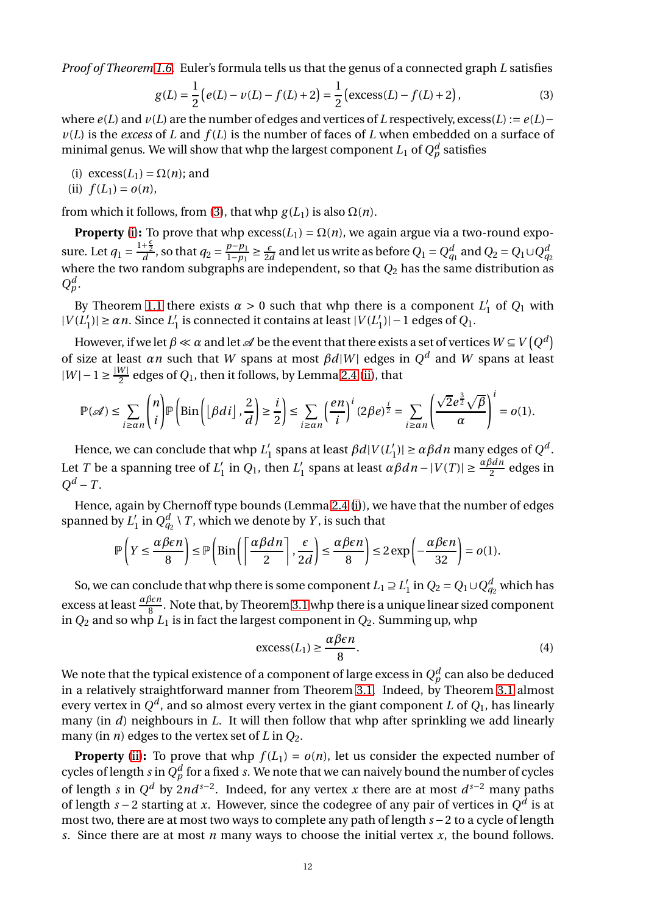*Proof of Theorem 1.6.* Euler's formula tells us that the genus of a connected graph $L$ satisfies

$$g(L) = \frac{1}{2}\left(e(L) - v(L) - f(L) + 2\right) = \frac{1}{2}\left(\text{excess}(L) - f(L) + 2\right), \tag{3}$$

where $e(L)$ and $v(L)$ are the number of edges and vertices of $L$ respectively, $\text{excess}(L) := e(L) - v(L)$ is the *excess* of $L$ and $f(L)$ is the number of faces of $L$ when embedded on a surface of minimal genus. We will show that whp the largest component $L_1$ of $Q^d_p$ satisfies

(i) $\text{excess}(L_1) = \Omega(n)$; and
(ii) $f(L_1) = o(n)$,

from which it follows, from (3), that whp $g(L_1)$ is also $\Omega(n)$.

**Property (i):** To prove that whp $\text{excess}(L_1) = \Omega(n)$, we again argue via a two-round exposure. Let $q_1 = \frac{1+\frac{\epsilon}{2}}{d}$, so that $q_2 = \frac{p-p_1}{1-p_1} \geq \frac{\epsilon}{2d}$ and let us write as before $Q_1 = Q^d_{q_1}$ and $Q_2 = Q_1 \cup Q^d_{q_2}$ where the two random subgraphs are independent, so that $Q_2$ has the same distribution as $Q^d_p$.

By Theorem 1.1 there exists $\alpha > 0$ such that whp there is a component $L'_1$ of $Q_1$ with $|V(L'_1)| \geq \alpha n$. Since $L'_1$ is connected it contains at least $|V(L'_1)| - 1$ edges of $Q_1$.

However, if we let $\beta \ll \alpha$ and let $\mathscr{A}$ be the event that there exists a set of vertices $W \subseteq V\left(Q^d\right)$ of size at least $\alpha n$ such that $W$ spans at most $\beta d|W|$ edges in $Q^d$ and $W$ spans at least $|W| - 1 \geq \frac{|W|}{2}$ edges of $Q_1$, then it follows, by Lemma 2.4 (ii), that

$$\mathbb{P}(\mathscr{A}) \leq \sum_{i \geq \alpha n} \binom{n}{i} \mathbb{P}\left(\text{Bin}\left(\lfloor \beta d i \rfloor, \frac{2}{d}\right) \geq \frac{i}{2}\right) \leq \sum_{i \geq \alpha n} \left(\frac{en}{i}\right)^i (2\beta e)^{\frac{i}{2}} = \sum_{i \geq \alpha n} \left(\frac{\sqrt{2} e^{\frac{3}{2}} \sqrt{\beta}}{\alpha}\right)^i = o(1).$$

Hence, we can conclude that whp $L'_1$ spans at least $\beta d|V(L'_1)| \geq \alpha\beta d n$ many edges of $Q^d$. Let $T$ be a spanning tree of $L'_1$ in $Q_1$, then $L'_1$ spans at least $\alpha\beta d n - |V(T)| \geq \frac{\alpha\beta d n}{2}$ edges in $Q^d - T$.

Hence, again by Chernoff type bounds (Lemma 2.4 (i)), we have that the number of edges spanned by $L'_1$ in $Q^d_{q_2} \setminus T$, which we denote by $Y$, is such that

$$\mathbb{P}\left(Y \leq \frac{\alpha\beta\epsilon n}{8}\right) \leq \mathbb{P}\left(\text{Bin}\left(\left\lceil \frac{\alpha\beta d n}{2} \right\rceil, \frac{\epsilon}{2d}\right) \leq \frac{\alpha\beta\epsilon n}{8}\right) \leq 2\exp\left(-\frac{\alpha\beta\epsilon n}{32}\right) = o(1).$$

So, we can conclude that whp there is some component $L_1 \supseteq L'_1$ in $Q_2 = Q_1 \cup Q^d_{q_2}$ which has excess at least $\frac{\alpha\beta\epsilon n}{8}$. Note that, by Theorem 3.1 whp there is a unique linear sized component in $Q_2$ and so whp $L_1$ is in fact the largest component in $Q_2$. Summing up, whp

$$\text{excess}(L_1) \geq \frac{\alpha\beta\epsilon n}{8}. \tag{4}$$

We note that the typical existence of a component of large excess in $Q^d_p$ can also be deduced in a relatively straightforward manner from Theorem 3.1. Indeed, by Theorem 3.1 almost every vertex in $Q^d$, and so almost every vertex in the giant component $L$ of $Q_1$, has linearly many (in $d$) neighbours in $L$. It will then follow that whp after sprinkling we add linearly many (in $n$) edges to the vertex set of $L$ in $Q_2$.

**Property (ii):** To prove that whp $f(L_1) = o(n)$, let us consider the expected number of cycles of length $s$ in $Q^d_p$ for a fixed $s$. We note that we can naively bound the number of cycles of length $s$ in $Q^d$ by $2nd^{s-2}$. Indeed, for any vertex $x$ there are at most $d^{s-2}$ many paths of length $s-2$ starting at $x$. However, since the codegree of any pair of vertices in $Q^d$ is at most two, there are at most two ways to complete any path of length $s-2$ to a cycle of length $s$. Since there are at most $n$ many ways to choose the initial vertex $x$, the bound follows.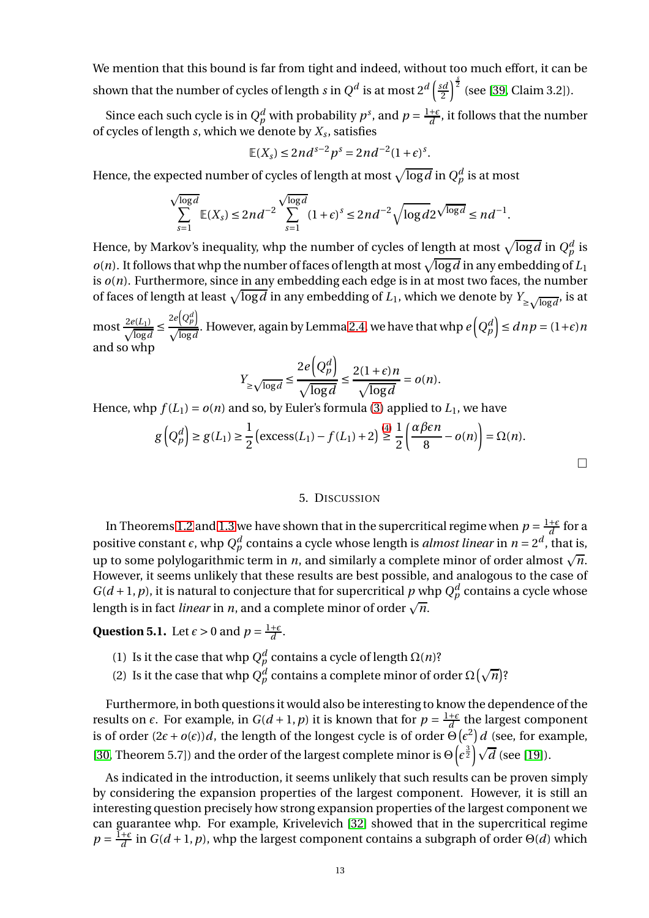We mention that this bound is far from tight and indeed, without too much effort, it can be shown that the number of cycles of length $s$ in $Q^d$ is at most $2^d\left(\frac{sd}{2}\right)^{\frac{s}{2}}$ (see [39, Claim 3.2]).

Since each such cycle is in $Q^d_p$ with probability $p^s$, and $p=\frac{1+\epsilon}{d}$, it follows that the number of cycles of length $s$, which we denote by $X_s$, satisfies

$$\mathbb{E}(X_s)\le 2nd^{s-2}p^s = 2nd^{-2}(1+\epsilon)^s.$$

Hence, the expected number of cycles of length at most $\sqrt{\log d}$ in $Q^d_p$ is at most

$$\sum_{s=1}^{\sqrt{\log d}}\mathbb{E}(X_s)\le 2nd^{-2}\sum_{s=1}^{\sqrt{\log d}}(1+\epsilon)^s \le 2nd^{-2}\sqrt{\log d}\,2^{\sqrt{\log d}}\le nd^{-1}.$$

Hence, by Markov's inequality, whp the number of cycles of length at most $\sqrt{\log d}$ in $Q^d_p$ is $o(n)$. It follows that whp the number of faces of length at most $\sqrt{\log d}$ in any embedding of $L_1$ is $o(n)$. Furthermore, since in any embedding each edge is in at most two faces, the number of faces of length at least $\sqrt{\log d}$ in any embedding of $L_1$, which we denote by $Y_{\ge\sqrt{\log d}}$, is at most $\frac{2e(L_1)}{\sqrt{\log d}}\le\frac{2e\left(Q^d_p\right)}{\sqrt{\log d}}$. However, again by Lemma 2.4, we have that whp $e\left(Q^d_p\right)\le dnp=(1+\epsilon)n$ and so whp

$$Y_{\ge\sqrt{\log d}}\le\frac{2e\left(Q^d_p\right)}{\sqrt{\log d}}\le\frac{2(1+\epsilon)n}{\sqrt{\log d}}=o(n).$$

Hence, whp $f(L_1)=o(n)$ and so, by Euler's formula (3) applied to $L_1$, we have

$$g\left(Q^d_p\right)\ge g(L_1)\ge\frac{1}{2}\left(\text{excess}(L_1)-f(L_1)+2\right)\overset{(4)}{\ge}\frac{1}{2}\left(\frac{\alpha\beta\epsilon n}{8}-o(n)\right)=\Omega(n).$$

□

## 5. Discussion

In Theorems 1.2 and 1.3 we have shown that in the supercritical regime when $p=\frac{1+\epsilon}{d}$ for a positive constant $\epsilon$, whp $Q^d_p$ contains a cycle whose length is *almost linear* in $n=2^d$, that is, up to some polylogarithmic term in $n$, and similarly a complete minor of order almost $\sqrt{n}$. However, it seems unlikely that these results are best possible, and analogous to the case of $G(d+1,p)$, it is natural to conjecture that for supercritical $p$ whp $Q^d_p$ contains a cycle whose length is in fact *linear* in $n$, and a complete minor of order $\sqrt{n}$.

**Question 5.1.** Let $\epsilon>0$ and $p=\frac{1+\epsilon}{d}$.

(1) Is it the case that whp $Q^d_p$ contains a cycle of length $\Omega(n)$?
(2) Is it the case that whp $Q^d_p$ contains a complete minor of order $\Omega\left(\sqrt{n}\right)$?

Furthermore, in both questions it would also be interesting to know the dependence of the results on $\epsilon$. For example, in $G(d+1,p)$ it is known that for $p=\frac{1+\epsilon}{d}$ the largest component is of order $(2\epsilon+o(\epsilon))d$, the length of the longest cycle is of order $\Theta\left(\epsilon^2\right)d$ (see, for example, [30, Theorem 5.7]) and the order of the largest complete minor is $\Theta\left(\epsilon^{\frac{3}{2}}\right)\sqrt{d}$ (see [19]).

As indicated in the introduction, it seems unlikely that such results can be proven simply by considering the expansion properties of the largest component. However, it is still an interesting question precisely how strong expansion properties of the largest component we can guarantee whp. For example, Krivelevich [32] showed that in the supercritical regime $p=\frac{1+\epsilon}{d}$ in $G(d+1,p)$, whp the largest component contains a subgraph of order $\Theta(d)$ which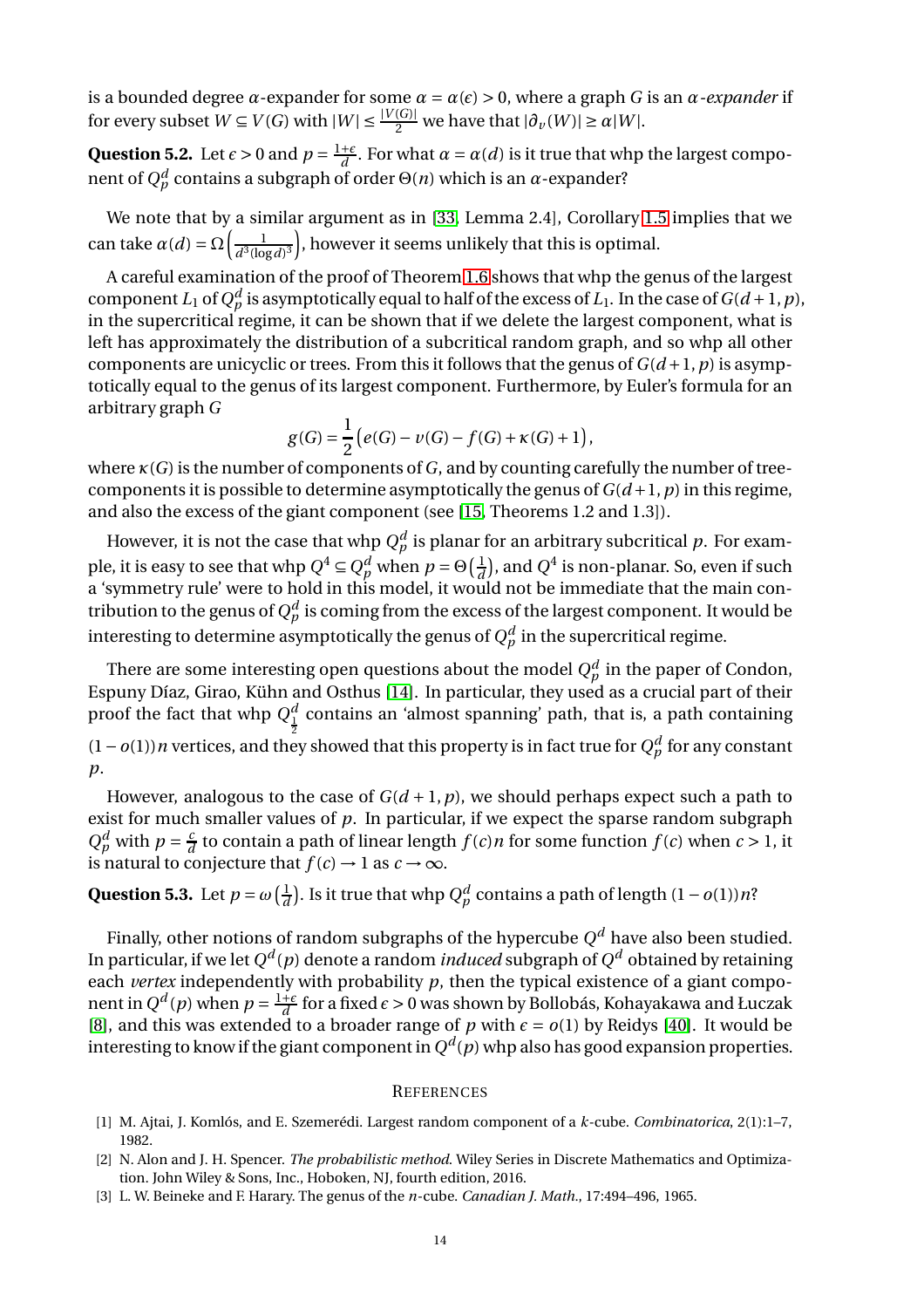is a bounded degree $\alpha$-expander for some $\alpha = \alpha(\epsilon) > 0$, where a graph $G$ is an *$\alpha$-expander* if for every subset $W \subseteq V(G)$ with $|W| \le \frac{|V(G)|}{2}$ we have that $|\partial_v(W)| \ge \alpha|W|$.

**Question 5.2.** Let $\epsilon > 0$ and $p = \frac{1+\epsilon}{d}$. For what $\alpha = \alpha(d)$ is it true that whp the largest component of $Q^d_p$ contains a subgraph of order $\Theta(n)$ which is an $\alpha$-expander?

We note that by a similar argument as in [33, Lemma 2.4], Corollary 1.5 implies that we can take $\alpha(d) = \Omega\left(\frac{1}{d^3(\log d)^3}\right)$, however it seems unlikely that this is optimal.

A careful examination of the proof of Theorem 1.6 shows that whp the genus of the largest component $L_1$ of $Q^d_p$ is asymptotically equal to half of the excess of $L_1$. In the case of $G(d+1,p)$, in the supercritical regime, it can be shown that if we delete the largest component, what is left has approximately the distribution of a subcritical random graph, and so whp all other components are unicyclic or trees. From this it follows that the genus of $G(d+1,p)$ is asymptotically equal to the genus of its largest component. Furthermore, by Euler's formula for an arbitrary graph $G$

$$g(G) = \frac{1}{2}\left(e(G) - v(G) - f(G) + \kappa(G) + 1\right),$$

where $\kappa(G)$ is the number of components of $G$, and by counting carefully the number of tree-components it is possible to determine asymptotically the genus of $G(d+1,p)$ in this regime, and also the excess of the giant component (see [15, Theorems 1.2 and 1.3]).

However, it is not the case that whp $Q^d_p$ is planar for an arbitrary subcritical $p$. For example, it is easy to see that whp $Q^4 \subseteq Q^d_p$ when $p = \Theta\left(\frac{1}{d}\right)$, and $Q^4$ is non-planar. So, even if such a 'symmetry rule' were to hold in this model, it would not be immediate that the main contribution to the genus of $Q^d_p$ is coming from the excess of the largest component. It would be interesting to determine asymptotically the genus of $Q^d_p$ in the supercritical regime.

There are some interesting open questions about the model $Q^d_p$ in the paper of Condon, Espuny Díaz, Girao, Kühn and Osthus [14]. In particular, they used as a crucial part of their proof the fact that whp $Q^d_{\frac{1}{2}}$ contains an 'almost spanning' path, that is, a path containing $(1-o(1))n$ vertices, and they showed that this property is in fact true for $Q^d_p$ for any constant $p$.

However, analogous to the case of $G(d+1,p)$, we should perhaps expect such a path to exist for much smaller values of $p$. In particular, if we expect the sparse random subgraph $Q^d_p$ with $p = \frac{c}{d}$ to contain a path of linear length $f(c)n$ for some function $f(c)$ when $c > 1$, it is natural to conjecture that $f(c) \to 1$ as $c \to \infty$.

**Question 5.3.** Let $p = \omega\left(\frac{1}{d}\right)$. Is it true that whp $Q^d_p$ contains a path of length $(1-o(1))n$?

Finally, other notions of random subgraphs of the hypercube $Q^d$ have also been studied. In particular, if we let $Q^d(p)$ denote a random *induced* subgraph of $Q^d$ obtained by retaining each *vertex* independently with probability $p$, then the typical existence of a giant component in $Q^d(p)$ when $p = \frac{1+\epsilon}{d}$ for a fixed $\epsilon > 0$ was shown by Bollobás, Kohayakawa and Łuczak [8], and this was extended to a broader range of $p$ with $\epsilon = o(1)$ by Reidys [40]. It would be interesting to know if the giant component in $Q^d(p)$ whp also has good expansion properties.

## References

[1] M. Ajtai, J. Komlós, and E. Szemerédi. Largest random component of a $k$-cube. *Combinatorica*, 2(1):1–7, 1982.

[2] N. Alon and J. H. Spencer. *The probabilistic method*. Wiley Series in Discrete Mathematics and Optimization. John Wiley & Sons, Inc., Hoboken, NJ, fourth edition, 2016.

[3] L. W. Beineke and F. Harary. The genus of the $n$-cube. *Canadian J. Math.*, 17:494–496, 1965.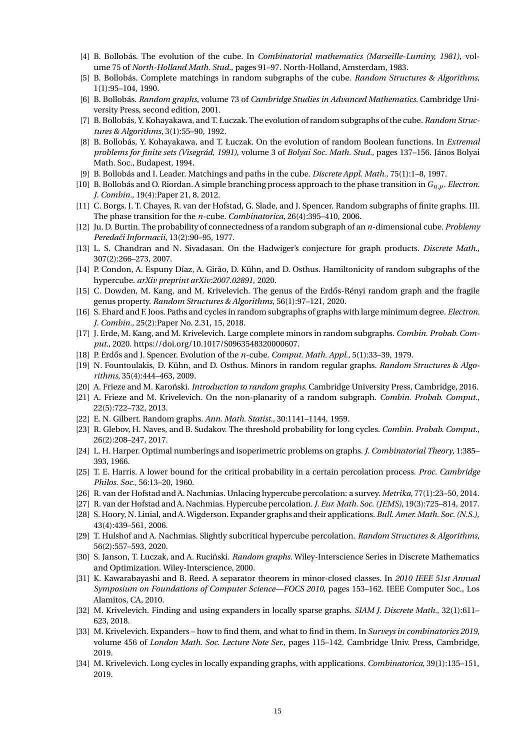[4] B. Bollobás. The evolution of the cube. In *Combinatorial mathematics (Marseille-Luminy, 1981)*, volume 75 of *North-Holland Math. Stud.*, pages 91–97. North-Holland, Amsterdam, 1983.

[5] B. Bollobás. Complete matchings in random subgraphs of the cube. *Random Structures & Algorithms*, 1(1):95–104, 1990.

[6] B. Bollobás. *Random graphs*, volume 73 of *Cambridge Studies in Advanced Mathematics*. Cambridge University Press, second edition, 2001.

[7] B. Bollobás, Y. Kohayakawa, and T. Łuczak. The evolution of random subgraphs of the cube. *Random Structures & Algorithms*, 3(1):55–90, 1992.

[8] B. Bollobás, Y. Kohayakawa, and T. Łuczak. On the evolution of random Boolean functions. In *Extremal problems for finite sets (Visegrád, 1991)*, volume 3 of *Bolyai Soc. Math. Stud.*, pages 137–156. János Bolyai Math. Soc., Budapest, 1994.

[9] B. Bollobás and I. Leader. Matchings and paths in the cube. *Discrete Appl. Math.*, 75(1):1–8, 1997.

[10] B. Bollobás and O. Riordan. A simple branching process approach to the phase transition in $G_{n,p}$. *Electron. J. Combin.*, 19(4):Paper 21, 8, 2012.

[11] C. Borgs, J. T. Chayes, R. van der Hofstad, G. Slade, and J. Spencer. Random subgraphs of finite graphs. III. The phase transition for the $n$-cube. *Combinatorica*, 26(4):395–410, 2006.

[12] Ju. D. Burtin. The probability of connectedness of a random subgraph of an $n$-dimensional cube. *Problemy Peredači Informacii*, 13(2):90–95, 1977.

[13] L. S. Chandran and N. Sivadasan. On the Hadwiger's conjecture for graph products. *Discrete Math.*, 307(2):266–273, 2007.

[14] P. Condon, A. Espuny Díaz, A. Girão, D. Kühn, and D. Osthus. Hamiltonicity of random subgraphs of the hypercube. *arXiv preprint arXiv:2007.02891*, 2020.

[15] C. Dowden, M. Kang, and M. Krivelevich. The genus of the Erdős-Rényi random graph and the fragile genus property. *Random Structures & Algorithms*, 56(1):97–121, 2020.

[16] S. Ehard and F. Joos. Paths and cycles in random subgraphs of graphs with large minimum degree. *Electron. J. Combin.*, 25(2):Paper No. 2.31, 15, 2018.

[17] J. Erde, M. Kang, and M. Krivelevich. Large complete minors in random subgraphs. *Combin. Probab. Comput.*, 2020. https://doi.org/10.1017/S0963548320000607.

[18] P. Erdős and J. Spencer. Evolution of the $n$-cube. *Comput. Math. Appl.*, 5(1):33–39, 1979.

[19] N. Fountoulakis, D. Kühn, and D. Osthus. Minors in random regular graphs. *Random Structures & Algorithms*, 35(4):444–463, 2009.

[20] A. Frieze and M. Karoński. *Introduction to random graphs*. Cambridge University Press, Cambridge, 2016.

[21] A. Frieze and M. Krivelevich. On the non-planarity of a random subgraph. *Combin. Probab. Comput.*, 22(5):722–732, 2013.

[22] E. N. Gilbert. Random graphs. *Ann. Math. Statist.*, 30:1141–1144, 1959.

[23] R. Glebov, H. Naves, and B. Sudakov. The threshold probability for long cycles. *Combin. Probab. Comput.*, 26(2):208–247, 2017.

[24] L. H. Harper. Optimal numberings and isoperimetric problems on graphs. *J. Combinatorial Theory*, 1:385–393, 1966.

[25] T. E. Harris. A lower bound for the critical probability in a certain percolation process. *Proc. Cambridge Philos. Soc.*, 56:13–20, 1960.

[26] R. van der Hofstad and A. Nachmias. Unlacing hypercube percolation: a survey. *Metrika*, 77(1):23–50, 2014.

[27] R. van der Hofstad and A. Nachmias. Hypercube percolation. *J. Eur. Math. Soc. (JEMS)*, 19(3):725–814, 2017.

[28] S. Hoory, N. Linial, and A. Wigderson. Expander graphs and their applications. *Bull. Amer. Math. Soc. (N.S.)*, 43(4):439–561, 2006.

[29] T. Hulshof and A. Nachmias. Slightly subcritical hypercube percolation. *Random Structures & Algorithms*, 56(2):557–593, 2020.

[30] S. Janson, T. Łuczak, and A. Ruciński. *Random graphs*. Wiley-Interscience Series in Discrete Mathematics and Optimization. Wiley-Interscience, 2000.

[31] K. Kawarabayashi and B. Reed. A separator theorem in minor-closed classes. In *2010 IEEE 51st Annual Symposium on Foundations of Computer Science—FOCS 2010*, pages 153–162. IEEE Computer Soc., Los Alamitos, CA, 2010.

[32] M. Krivelevich. Finding and using expanders in locally sparse graphs. *SIAM J. Discrete Math.*, 32(1):611–623, 2018.

[33] M. Krivelevich. Expanders – how to find them, and what to find in them. In *Surveys in combinatorics 2019*, volume 456 of *London Math. Soc. Lecture Note Ser.*, pages 115–142. Cambridge Univ. Press, Cambridge, 2019.

[34] M. Krivelevich. Long cycles in locally expanding graphs, with applications. *Combinatorica*, 39(1):135–151, 2019.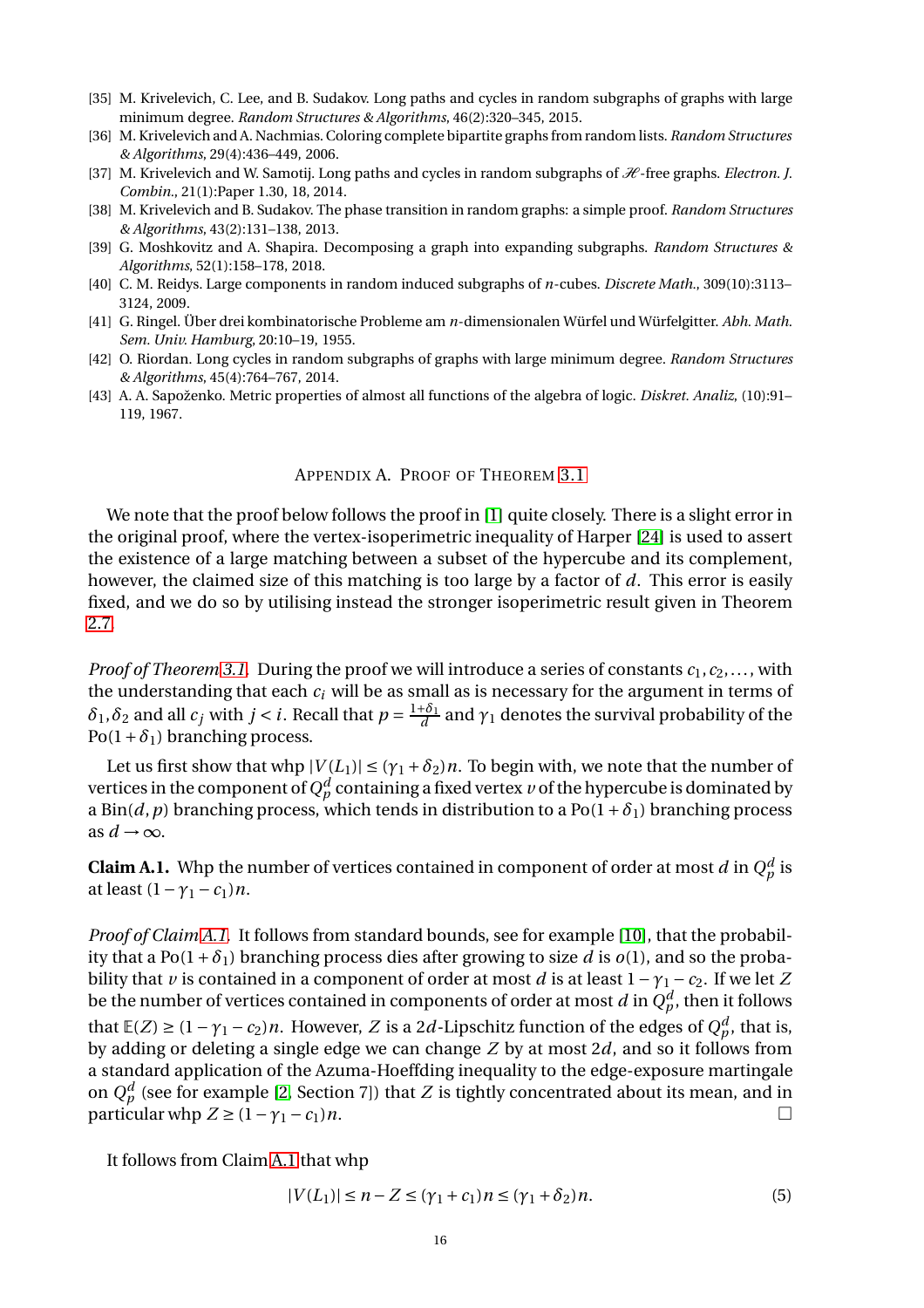- [35] M. Krivelevich, C. Lee, and B. Sudakov. Long paths and cycles in random subgraphs of graphs with large minimum degree. *Random Structures & Algorithms*, 46(2):320–345, 2015.
- [36] M. Krivelevich and A. Nachmias. Coloring complete bipartite graphs from random lists. *Random Structures & Algorithms*, 29(4):436–449, 2006.
- [37] M. Krivelevich and W. Samotij. Long paths and cycles in random subgraphs of $\mathscr{H}$-free graphs. *Electron. J. Combin.*, 21(1):Paper 1.30, 18, 2014.
- [38] M. Krivelevich and B. Sudakov. The phase transition in random graphs: a simple proof. *Random Structures & Algorithms*, 43(2):131–138, 2013.
- [39] G. Moshkovitz and A. Shapira. Decomposing a graph into expanding subgraphs. *Random Structures & Algorithms*, 52(1):158–178, 2018.
- [40] C. M. Reidys. Large components in random induced subgraphs of $n$-cubes. *Discrete Math.*, 309(10):3113–3124, 2009.
- [41] G. Ringel. Über drei kombinatorische Probleme am $n$-dimensionalen Würfel und Würfelgitter. *Abh. Math. Sem. Univ. Hamburg*, 20:10–19, 1955.
- [42] O. Riordan. Long cycles in random subgraphs of graphs with large minimum degree. *Random Structures & Algorithms*, 45(4):764–767, 2014.
- [43] A. A. Sapoženko. Metric properties of almost all functions of the algebra of logic. *Diskret. Analiz*, (10):91–119, 1967.

## Appendix A. Proof of Theorem 3.1

We note that the proof below follows the proof in [1] quite closely. There is a slight error in the original proof, where the vertex-isoperimetric inequality of Harper [24] is used to assert the existence of a large matching between a subset of the hypercube and its complement, however, the claimed size of this matching is too large by a factor of $d$. This error is easily fixed, and we do so by utilising instead the stronger isoperimetric result given in Theorem 2.7.

*Proof of Theorem 3.1.* During the proof we will introduce a series of constants $c_1, c_2, \dots,$ with the understanding that each $c_i$ will be as small as is necessary for the argument in terms of $\delta_1, \delta_2$ and all $c_j$ with $j < i$. Recall that $p = \frac{1+\delta_1}{d}$ and $\gamma_1$ denotes the survival probability of the $\mathrm{Po}(1+\delta_1)$ branching process.

Let us first show that whp $|V(L_1)| \leq (\gamma_1 + \delta_2)n$. To begin with, we note that the number of vertices in the component of $Q^d_p$ containing a fixed vertex $v$ of the hypercube is dominated by a $\mathrm{Bin}(d, p)$ branching process, which tends in distribution to a $\mathrm{Po}(1+\delta_1)$ branching process as $d \to \infty$.

**Claim A.1.** Whp the number of vertices contained in component of order at most $d$ in $Q^d_p$ is at least $(1-\gamma_1 - c_1)n$.

*Proof of Claim A.1.* It follows from standard bounds, see for example [10], that the probability that a $\mathrm{Po}(1+\delta_1)$ branching process dies after growing to size $d$ is $o(1)$, and so the probability that $v$ is contained in a component of order at most $d$ is at least $1-\gamma_1 - c_2$. If we let $Z$ be the number of vertices contained in components of order at most $d$ in $Q^d_p$, then it follows that $\mathbb{E}(Z) \geq (1-\gamma_1 - c_2)n$. However, $Z$ is a $2d$-Lipschitz function of the edges of $Q^d_p$, that is, by adding or deleting a single edge we can change $Z$ by at most $2d$, and so it follows from a standard application of the Azuma-Hoeffding inequality to the edge-exposure martingale on $Q^d_p$ (see for example [2, Section 7]) that $Z$ is tightly concentrated about its mean, and in particular whp $Z \geq (1-\gamma_1 - c_1)n$. $\square$

It follows from Claim A.1 that whp

$$|V(L_1)| \leq n - Z \leq (\gamma_1 + c_1)n \leq (\gamma_1 + \delta_2)n. \tag{5}$$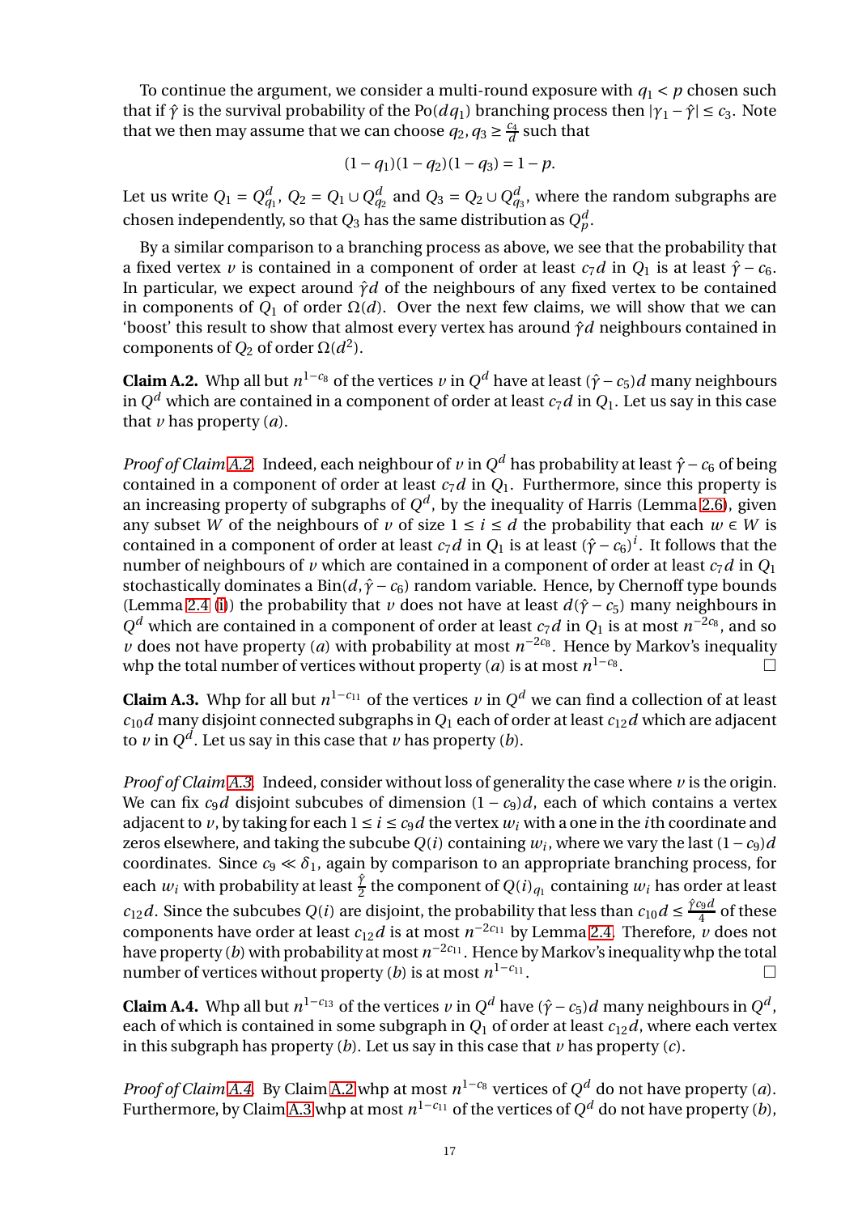To continue the argument, we consider a multi-round exposure with $q_1 < p$ chosen such that if $\hat{\gamma}$ is the survival probability of the $\text{Po}(dq_1)$ branching process then $|\gamma_1 - \hat{\gamma}| \leq c_3$. Note that we then may assume that we can choose $q_2, q_3 \geq \frac{c_4}{d}$ such that

$$(1-q_1)(1-q_2)(1-q_3) = 1-p.$$

Let us write $Q_1 = Q^d_{q_1}$, $Q_2 = Q_1 \cup Q^d_{q_2}$ and $Q_3 = Q_2 \cup Q^d_{q_3}$, where the random subgraphs are chosen independently, so that $Q_3$ has the same distribution as $Q^d_p$.

By a similar comparison to a branching process as above, we see that the probability that a fixed vertex $v$ is contained in a component of order at least $c_7 d$ in $Q_1$ is at least $\hat{\gamma} - c_6$. In particular, we expect around $\hat{\gamma} d$ of the neighbours of any fixed vertex to be contained in components of $Q_1$ of order $\Omega(d)$. Over the next few claims, we will show that we can 'boost' this result to show that almost every vertex has around $\hat{\gamma} d$ neighbours contained in components of $Q_2$ of order $\Omega(d^2)$.

**Claim A.2.** Whp all but $n^{1-c_8}$ of the vertices $v$ in $Q^d$ have at least $(\hat{\gamma} - c_5)d$ many neighbours in $Q^d$ which are contained in a component of order at least $c_7 d$ in $Q_1$. Let us say in this case that $v$ has property $(a)$.

*Proof of Claim A.2.* Indeed, each neighbour of $v$ in $Q^d$ has probability at least $\hat{\gamma} - c_6$ of being contained in a component of order at least $c_7 d$ in $Q_1$. Furthermore, since this property is an increasing property of subgraphs of $Q^d$, by the inequality of Harris (Lemma 2.6), given any subset $W$ of the neighbours of $v$ of size $1 \leq i \leq d$ the probability that each $w \in W$ is contained in a component of order at least $c_7 d$ in $Q_1$ is at least $(\hat{\gamma} - c_6)^i$. It follows that the number of neighbours of $v$ which are contained in a component of order at least $c_7 d$ in $Q_1$ stochastically dominates a $\text{Bin}(d, \hat{\gamma} - c_6)$ random variable. Hence, by Chernoff type bounds (Lemma 2.4 (i)) the probability that $v$ does not have at least $d(\hat{\gamma} - c_5)$ many neighbours in $Q^d$ which are contained in a component of order at least $c_7 d$ in $Q_1$ is at most $n^{-2c_8}$, and so $v$ does not have property $(a)$ with probability at most $n^{-2c_8}$. Hence by Markov's inequality whp the total number of vertices without property $(a)$ is at most $n^{1-c_8}$. □

**Claim A.3.** Whp for all but $n^{1-c_{11}}$ of the vertices $v$ in $Q^d$ we can find a collection of at least $c_{10} d$ many disjoint connected subgraphs in $Q_1$ each of order at least $c_{12} d$ which are adjacent to $v$ in $Q^d$. Let us say in this case that $v$ has property $(b)$.

*Proof of Claim A.3.* Indeed, consider without loss of generality the case where $v$ is the origin. We can fix $c_9 d$ disjoint subcubes of dimension $(1-c_9)d$, each of which contains a vertex adjacent to $v$, by taking for each $1 \leq i \leq c_9 d$ the vertex $w_i$ with a one in the $i$th coordinate and zeros elsewhere, and taking the subcube $Q(i)$ containing $w_i$, where we vary the last $(1-c_9)d$ coordinates. Since $c_9 \ll \delta_1$, again by comparison to an appropriate branching process, for each $w_i$ with probability at least $\frac{\hat{\gamma}}{2}$ the component of $Q(i)_{q_1}$ containing $w_i$ has order at least $c_{12} d$. Since the subcubes $Q(i)$ are disjoint, the probability that less than $c_{10} d \leq \frac{\hat{\gamma} c_9 d}{4}$ of these components have order at least $c_{12} d$ is at most $n^{-2c_{11}}$ by Lemma 2.4. Therefore, $v$ does not have property $(b)$ with probability at most $n^{-2c_{11}}$. Hence by Markov's inequality whp the total number of vertices without property $(b)$ is at most $n^{1-c_{11}}$. □

**Claim A.4.** Whp all but $n^{1-c_{13}}$ of the vertices $v$ in $Q^d$ have $(\hat{\gamma} - c_5)d$ many neighbours in $Q^d$, each of which is contained in some subgraph in $Q_1$ of order at least $c_{12} d$, where each vertex in this subgraph has property $(b)$. Let us say in this case that $v$ has property $(c)$.

*Proof of Claim A.4.* By Claim A.2 whp at most $n^{1-c_8}$ vertices of $Q^d$ do not have property $(a)$. Furthermore, by Claim A.3 whp at most $n^{1-c_{11}}$ of the vertices of $Q^d$ do not have property $(b)$,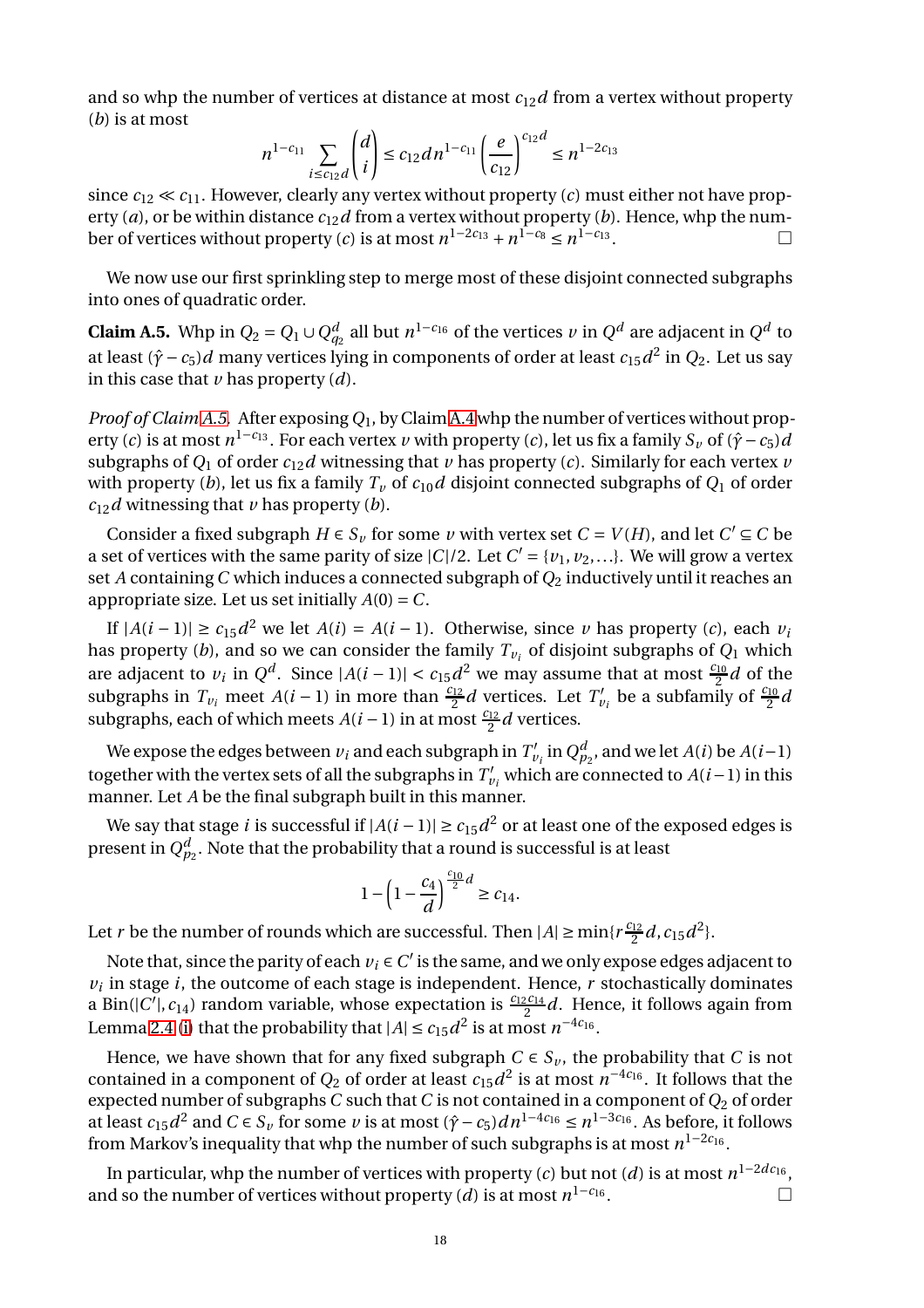and so whp the number of vertices at distance at most $c_{12}d$ from a vertex without property $(b)$ is at most

$$n^{1-c_{11}} \sum_{i \le c_{12}d} \binom{d}{i} \le c_{12} d n^{1-c_{11}} \left(\frac{e}{c_{12}}\right)^{c_{12}d} \le n^{1-2c_{13}}$$

since $c_{12} \ll c_{11}$. However, clearly any vertex without property $(c)$ must either not have property $(a)$, or be within distance $c_{12}d$ from a vertex without property $(b)$. Hence, whp the number of vertices without property $(c)$ is at most $n^{1-2c_{13}} + n^{1-c_8} \le n^{1-c_{13}}$. □

We now use our first sprinkling step to merge most of these disjoint connected subgraphs into ones of quadratic order.

**Claim A.5.** *Whp in $Q_2 = Q_1 \cup Q^d_{q_2}$ all but $n^{1-c_{16}}$ of the vertices $v$ in $Q^d$ are adjacent in $Q^d$ to at least $(\hat{\gamma} - c_5)d$ many vertices lying in components of order at least $c_{15}d^2$ in $Q_2$. Let us say in this case that $v$ has property $(d)$.*

*Proof of Claim A.5.* After exposing $Q_1$, by Claim A.4 whp the number of vertices without property $(c)$ is at most $n^{1-c_{13}}$. For each vertex $v$ with property $(c)$, let us fix a family $S_v$ of $(\hat{\gamma} - c_5)d$ subgraphs of $Q_1$ of order $c_{12}d$ witnessing that $v$ has property $(c)$. Similarly for each vertex $v$ with property $(b)$, let us fix a family $T_v$ of $c_{10}d$ disjoint connected subgraphs of $Q_1$ of order $c_{12}d$ witnessing that $v$ has property $(b)$.

Consider a fixed subgraph $H \in S_v$ for some $v$ with vertex set $C = V(H)$, and let $C' \subseteq C$ be a set of vertices with the same parity of size $|C|/2$. Let $C' = \{v_1, v_2, \ldots\}$. We will grow a vertex set $A$ containing $C$ which induces a connected subgraph of $Q_2$ inductively until it reaches an appropriate size. Let us set initially $A(0) = C$.

If $|A(i-1)| \ge c_{15}d^2$ we let $A(i) = A(i-1)$. Otherwise, since $v$ has property $(c)$, each $v_i$ has property $(b)$, and so we can consider the family $T_{v_i}$ of disjoint subgraphs of $Q_1$ which are adjacent to $v_i$ in $Q^d$. Since $|A(i-1)| < c_{15}d^2$ we may assume that at most $\frac{c_{10}}{2}d$ of the subgraphs in $T_{v_i}$ meet $A(i-1)$ in more than $\frac{c_{12}}{2}d$ vertices. Let $T'_{v_i}$ be a subfamily of $\frac{c_{10}}{2}d$ subgraphs, each of which meets $A(i-1)$ in at most $\frac{c_{12}}{2}d$ vertices.

We expose the edges between $v_i$ and each subgraph in $T'_{v_i}$ in $Q^d_{p_2}$, and we let $A(i)$ be $A(i-1)$ together with the vertex sets of all the subgraphs in $T'_{v_i}$ which are connected to $A(i-1)$ in this manner. Let $A$ be the final subgraph built in this manner.

We say that stage $i$ is successful if $|A(i-1)| \ge c_{15}d^2$ or at least one of the exposed edges is present in $Q^d_{p_2}$. Note that the probability that a round is successful is at least

$$1 - \left(1 - \frac{c_4}{d}\right)^{\frac{c_{10}}{2}d} \ge c_{14}.$$

Let $r$ be the number of rounds which are successful. Then $|A| \ge \min\{r\frac{c_{12}}{2}d, c_{15}d^2\}$.

Note that, since the parity of each $v_i \in C'$ is the same, and we only expose edges adjacent to $v_i$ in stage $i$, the outcome of each stage is independent. Hence, $r$ stochastically dominates a $\text{Bin}(|C'|, c_{14})$ random variable, whose expectation is $\frac{c_{12}c_{14}}{2}d$. Hence, it follows again from Lemma 2.4 (i) that the probability that $|A| \le c_{15}d^2$ is at most $n^{-4c_{16}}$.

Hence, we have shown that for any fixed subgraph $C \in S_v$, the probability that $C$ is not contained in a component of $Q_2$ of order at least $c_{15}d^2$ is at most $n^{-4c_{16}}$. It follows that the expected number of subgraphs $C$ such that $C$ is not contained in a component of $Q_2$ of order at least $c_{15}d^2$ and $C \in S_v$ for some $v$ is at most $(\hat{\gamma} - c_5)dn^{1-4c_{16}} \le n^{1-3c_{16}}$. As before, it follows from Markov's inequality that whp the number of such subgraphs is at most $n^{1-2c_{16}}$.

In particular, whp the number of vertices with property $(c)$ but not $(d)$ is at most $n^{1-2dc_{16}}$, and so the number of vertices without property $(d)$ is at most $n^{1-c_{16}}$. □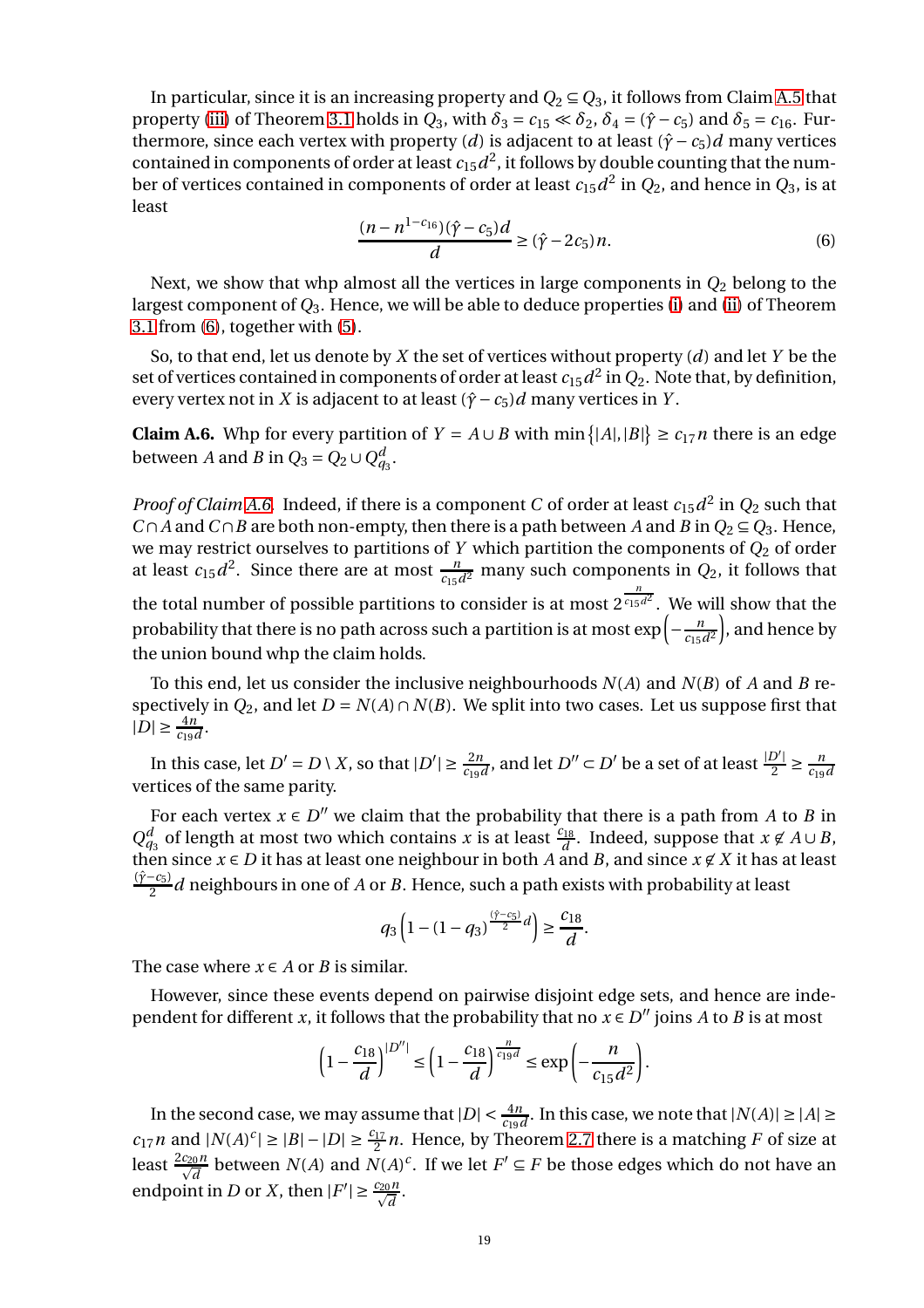In particular, since it is an increasing property and $Q_2 \subseteq Q_3$, it follows from Claim A.5 that property (iii) of Theorem 3.1 holds in $Q_3$, with $\delta_3 = c_{15} \ll \delta_2$, $\delta_4 = (\hat{\gamma} - c_5)$ and $\delta_5 = c_{16}$. Furthermore, since each vertex with property $(d)$ is adjacent to at least $(\hat{\gamma} - c_5)d$ many vertices contained in components of order at least $c_{15}d^2$, it follows by double counting that the number of vertices contained in components of order at least $c_{15}d^2$ in $Q_2$, and hence in $Q_3$, is at least

$$\frac{(n - n^{1-c_{16}})(\hat{\gamma} - c_5)d}{d} \geq (\hat{\gamma} - 2c_5)n. \tag{6}$$

Next, we show that whp almost all the vertices in large components in $Q_2$ belong to the largest component of $Q_3$. Hence, we will be able to deduce properties (i) and (ii) of Theorem 3.1 from (6), together with (5).

So, to that end, let us denote by $X$ the set of vertices without property $(d)$ and let $Y$ be the set of vertices contained in components of order at least $c_{15}d^2$ in $Q_2$. Note that, by definition, every vertex not in $X$ is adjacent to at least $(\hat{\gamma} - c_5)d$ many vertices in $Y$.

**Claim A.6.** Whp for every partition of $Y = A \cup B$ with $\min\{|A|, |B|\} \geq c_{17}n$ there is an edge between $A$ and $B$ in $Q_3 = Q_2 \cup Q^d_{q_3}$.

*Proof of Claim A.6.* Indeed, if there is a component $C$ of order at least $c_{15}d^2$ in $Q_2$ such that $C \cap A$ and $C \cap B$ are both non-empty, then there is a path between $A$ and $B$ in $Q_2 \subseteq Q_3$. Hence, we may restrict ourselves to partitions of $Y$ which partition the components of $Q_2$ of order at least $c_{15}d^2$. Since there are at most $\frac{n}{c_{15}d^2}$ many such components in $Q_2$, it follows that the total number of possible partitions to consider is at most $2^{\frac{n}{c_{15}d^2}}$. We will show that the probability that there is no path across such a partition is at most $\exp\left(-\frac{n}{c_{15}d^2}\right)$, and hence by the union bound whp the claim holds.

To this end, let us consider the inclusive neighbourhoods $N(A)$ and $N(B)$ of $A$ and $B$ respectively in $Q_2$, and let $D = N(A) \cap N(B)$. We split into two cases. Let us suppose first that $|D| \geq \frac{4n}{c_{19}d}$.

In this case, let $D' = D \setminus X$, so that $|D'| \geq \frac{2n}{c_{19}d}$, and let $D'' \subset D'$ be a set of at least $\frac{|D'|}{2} \geq \frac{n}{c_{19}d}$ vertices of the same parity.

For each vertex $x \in D''$ we claim that the probability that there is a path from $A$ to $B$ in $Q^d_{q_3}$ of length at most two which contains $x$ is at least $\frac{c_{18}}{d}$. Indeed, suppose that $x \notin A \cup B$, then since $x \in D$ it has at least one neighbour in both $A$ and $B$, and since $x \notin X$ it has at least $\frac{(\hat{\gamma}-c_5)}{2}d$ neighbours in one of $A$ or $B$. Hence, such a path exists with probability at least

$$q_3\left(1 - (1-q_3)^{\frac{(\hat{\gamma}-c_5)}{2}d}\right) \geq \frac{c_{18}}{d}.$$

The case where $x \in A$ or $B$ is similar.

However, since these events depend on pairwise disjoint edge sets, and hence are independent for different $x$, it follows that the probability that no $x \in D''$ joins $A$ to $B$ is at most

$$\left(1 - \frac{c_{18}}{d}\right)^{|D''|} \leq \left(1 - \frac{c_{18}}{d}\right)^{\frac{n}{c_{19}d}} \leq \exp\left(-\frac{n}{c_{15}d^2}\right).$$

In the second case, we may assume that $|D| < \frac{4n}{c_{19}d}$. In this case, we note that $|N(A)| \geq |A| \geq c_{17}n$ and $|N(A)^c| \geq |B| - |D| \geq \frac{c_{17}}{2}n$. Hence, by Theorem 2.7 there is a matching $F$ of size at least $\frac{2c_{20}n}{\sqrt{d}}$ between $N(A)$ and $N(A)^c$. If we let $F' \subseteq F$ be those edges which do not have an endpoint in $D$ or $X$, then $|F'| \geq \frac{c_{20}n}{\sqrt{d}}$.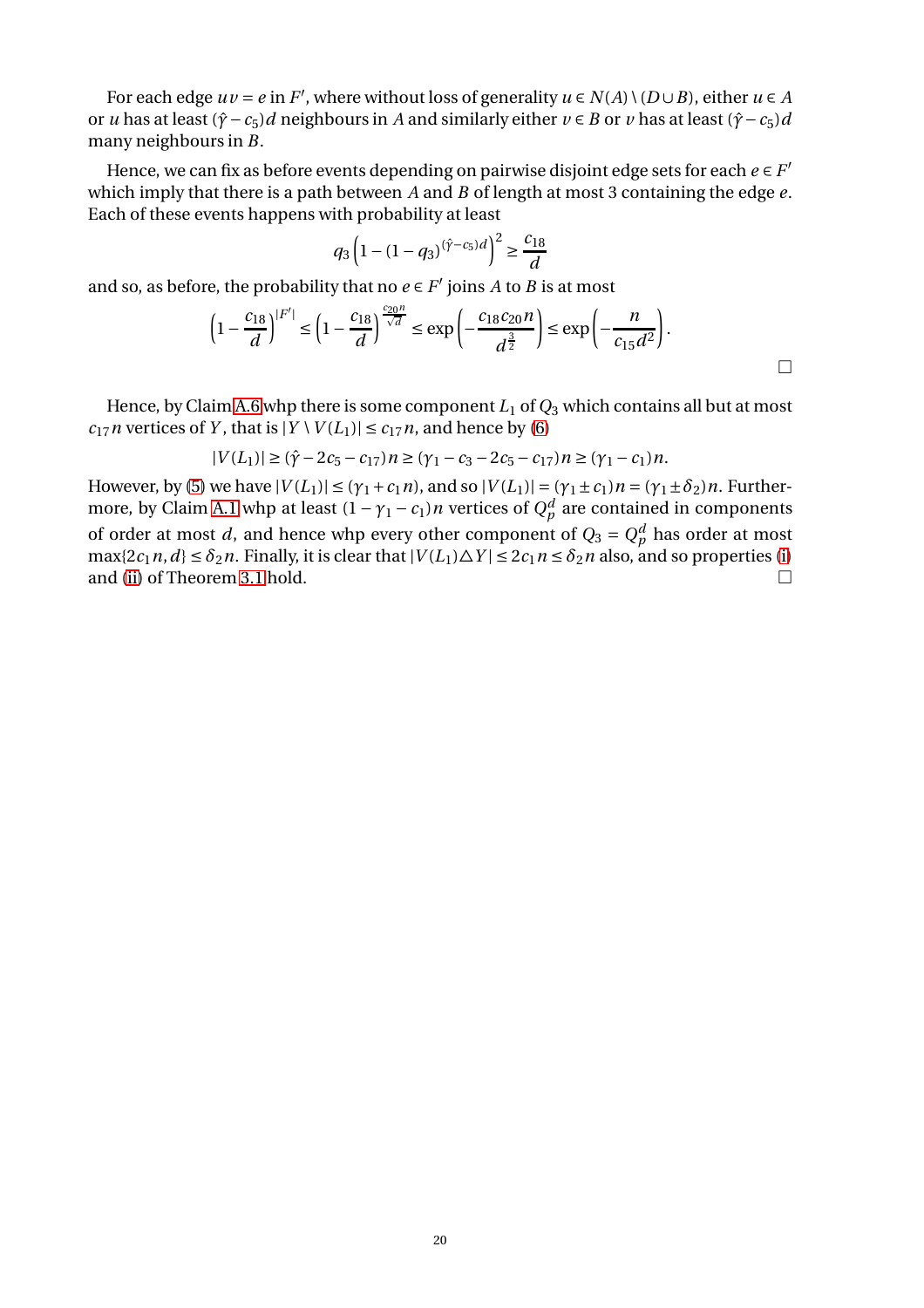For each edge $uv = e$ in $F'$, where without loss of generality $u \in N(A) \setminus (D \cup B)$, either $u \in A$ or $u$ has at least $(\hat{\gamma} - c_5)d$ neighbours in $A$ and similarly either $v \in B$ or $v$ has at least $(\hat{\gamma} - c_5)d$ many neighbours in $B$.

Hence, we can fix as before events depending on pairwise disjoint edge sets for each $e \in F'$ which imply that there is a path between $A$ and $B$ of length at most 3 containing the edge $e$. Each of these events happens with probability at least

$$q_3 \left(1 - (1 - q_3)^{(\hat{\gamma} - c_5)d}\right)^2 \geq \frac{c_{18}}{d}$$

and so, as before, the probability that no $e \in F'$ joins $A$ to $B$ is at most

$$\left(1 - \frac{c_{18}}{d}\right)^{|F'|} \leq \left(1 - \frac{c_{18}}{d}\right)^{\frac{c_{20} n}{\sqrt{d}}} \leq \exp\left(-\frac{c_{18} c_{20} n}{d^{\frac{3}{2}}}\right) \leq \exp\left(-\frac{n}{c_{15} d^2}\right).$$

□

Hence, by Claim A.6 whp there is some component $L_1$ of $Q_3$ which contains all but at most $c_{17} n$ vertices of $Y$, that is $|Y \setminus V(L_1)| \leq c_{17} n$, and hence by (6)

$$|V(L_1)| \geq (\hat{\gamma} - 2c_5 - c_{17})n \geq (\gamma_1 - c_3 - 2c_5 - c_{17})n \geq (\gamma_1 - c_1)n.$$

However, by (5) we have $|V(L_1)| \leq (\gamma_1 + c_1 n)$, and so $|V(L_1)| = (\gamma_1 \pm c_1)n = (\gamma_1 \pm \delta_2)n$. Furthermore, by Claim A.1 whp at least $(1 - \gamma_1 - c_1)n$ vertices of $Q_p^d$ are contained in components of order at most $d$, and hence whp every other component of $Q_3 = Q_p^d$ has order at most $\max\{2c_1 n, d\} \leq \delta_2 n$. Finally, it is clear that $|V(L_1) \triangle Y| \leq 2c_1 n \leq \delta_2 n$ also, and so properties (i) and (ii) of Theorem 3.1 hold. □